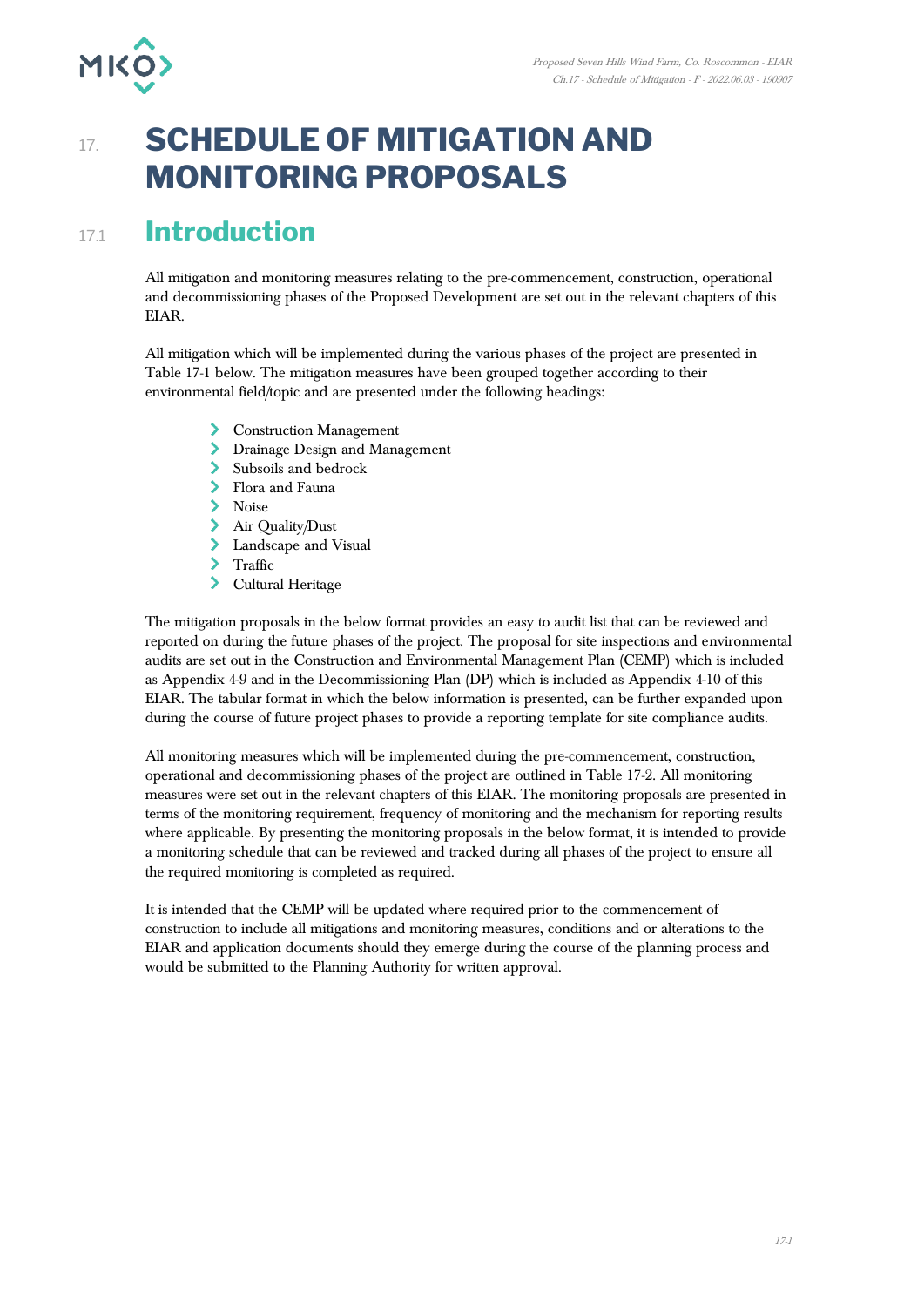# 17. SCHEDULE OF MITIGATION AND MONITORING PROPOSALS

## 17.1 Introduction

All mitigation and monitoring measures relating to the pre-commencement, construction, operational and decommissioning phases of the Proposed Development are set out in the relevant chapters of this EIAR.

All mitigation which will be implemented during the various phases of the project are presented in Table 17-1 below. The mitigation measures have been grouped together according to their environmental field/topic and are presented under the following headings:

- Construction Management
- Drainage Design and Management
- Subsoils and bedrock
- Flora and Fauna
- Noise
- Air Quality/Dust
- Landscape and Visual
- Traffic
- Cultural Heritage

The mitigation proposals in the below format provides an easy to audit list that can be reviewed and reported on during the future phases of the project. The proposal for site inspections and environmental audits are set out in the Construction and Environmental Management Plan (CEMP) which is included as Appendix 4-9 and in the Decommissioning Plan (DP) which is included as Appendix 4-10 of this EIAR. The tabular format in which the below information is presented, can be further expanded upon during the course of future project phases to provide a reporting template for site compliance audits.

All monitoring measures which will be implemented during the pre-commencement, construction, operational and decommissioning phases of the project are outlined in Table 17-2. All monitoring measures were set out in the relevant chapters of this EIAR. The monitoring proposals are presented in terms of the monitoring requirement, frequency of monitoring and the mechanism for reporting results where applicable. By presenting the monitoring proposals in the below format, it is intended to provide a monitoring schedule that can be reviewed and tracked during all phases of the project to ensure all the required monitoring is completed as required.

It is intended that the CEMP will be updated where required prior to the commencement of construction to include all mitigations and monitoring measures, conditions and or alterations to the EIAR and application documents should they emerge during the course of the planning process and would be submitted to the Planning Authority for written approval.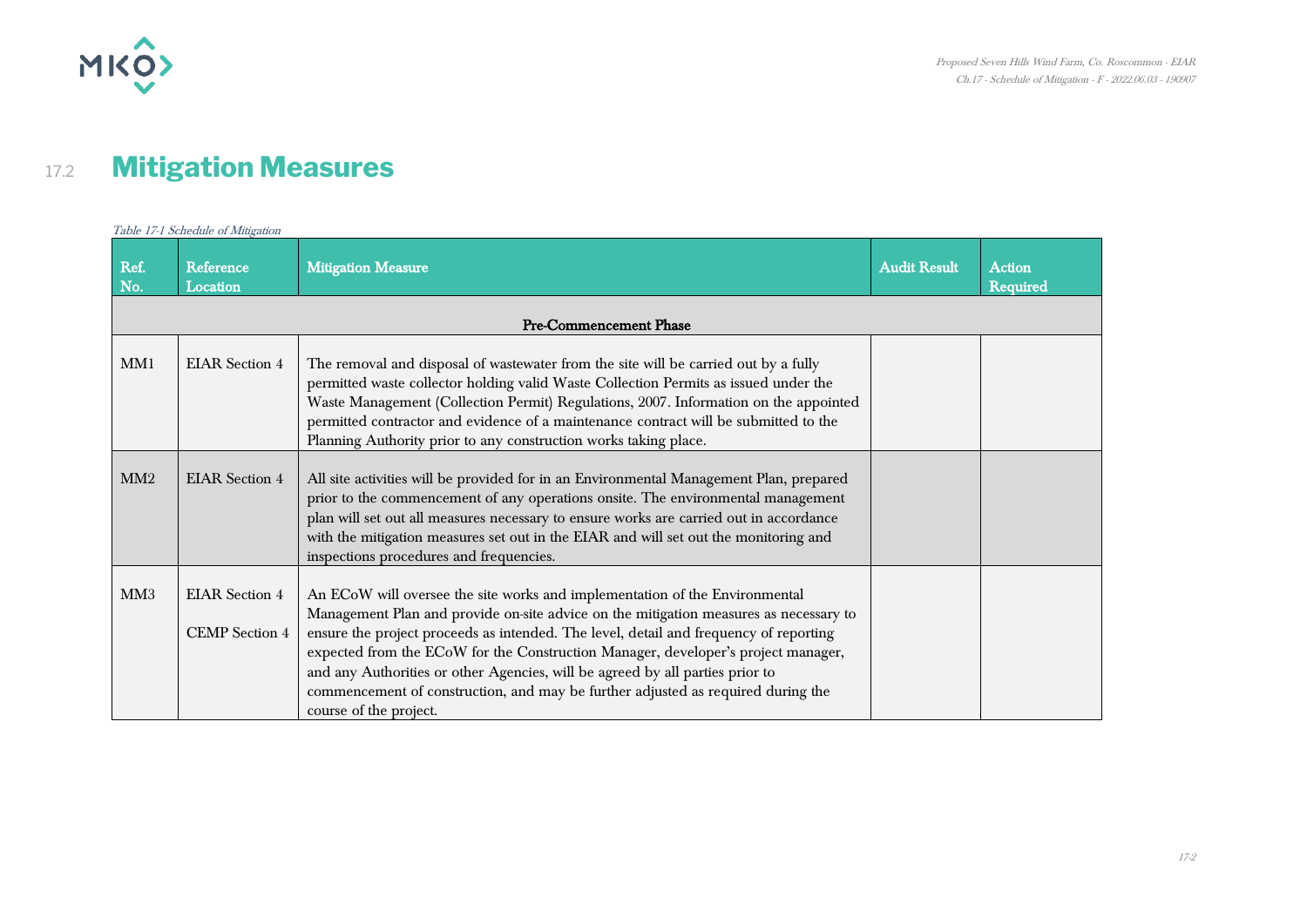## 17.2 Mitigation Measures

*Table 17-1 Schedule of Mitigation*

| Ref. No. | Reference Location | Mitigation Measure | Audit Result | Action Required |
|---|---|---|---|---|
| | | **Pre-Commencement Phase** | | |
| MM1 | EIAR Section 4 | The removal and disposal of wastewater from the site will be carried out by a fully permitted waste collector holding valid Waste Collection Permits as issued under the Waste Management (Collection Permit) Regulations, 2007. Information on the appointed permitted contractor and evidence of a maintenance contract will be submitted to the Planning Authority prior to any construction works taking place. | | |
| MM2 | EIAR Section 4 | All site activities will be provided for in an Environmental Management Plan, prepared prior to the commencement of any operations onsite. The environmental management plan will set out all measures necessary to ensure works are carried out in accordance with the mitigation measures set out in the EIAR and will set out the monitoring and inspections procedures and frequencies. | | |
| MM3 | EIAR Section 4<br>CEMP Section 4 | An ECoW will oversee the site works and implementation of the Environmental Management Plan and provide on-site advice on the mitigation measures as necessary to ensure the project proceeds as intended. The level, detail and frequency of reporting expected from the ECoW for the Construction Manager, developer's project manager, and any Authorities or other Agencies, will be agreed by all parties prior to commencement of construction, and may be further adjusted as required during the course of the project. | | |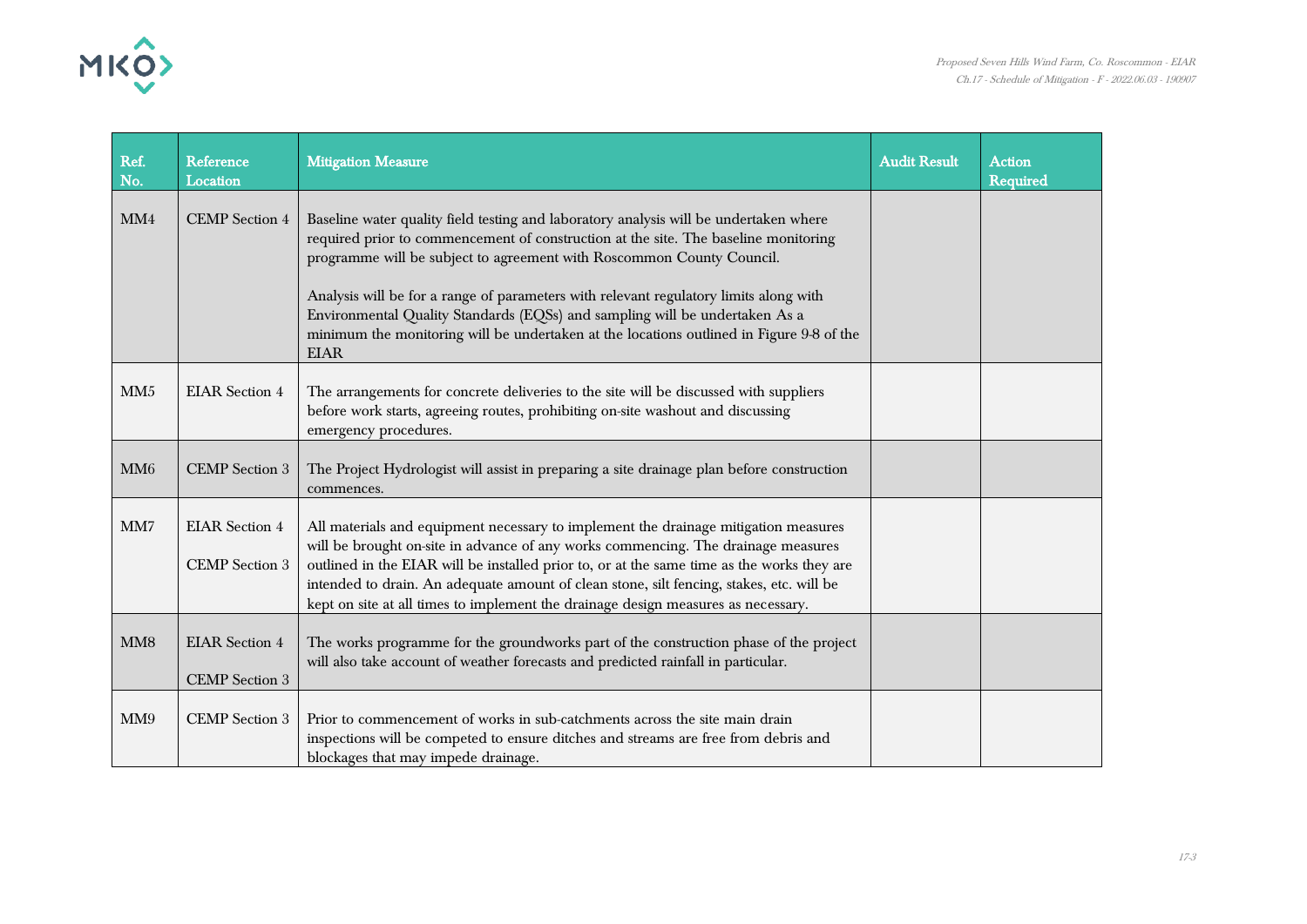| Ref. No. | Reference Location | Mitigation Measure | Audit Result | Action Required |
|---|---|---|---|---|
| MM4 | CEMP Section 4 | Baseline water quality field testing and laboratory analysis will be undertaken where required prior to commencement of construction at the site. The baseline monitoring programme will be subject to agreement with Roscommon County Council.<br><br>Analysis will be for a range of parameters with relevant regulatory limits along with Environmental Quality Standards (EQSs) and sampling will be undertaken As a minimum the monitoring will be undertaken at the locations outlined in Figure 9-8 of the EIAR | | |
| MM5 | EIAR Section 4 | The arrangements for concrete deliveries to the site will be discussed with suppliers before work starts, agreeing routes, prohibiting on-site washout and discussing emergency procedures. | | |
| MM6 | CEMP Section 3 | The Project Hydrologist will assist in preparing a site drainage plan before construction commences. | | |
| MM7 | EIAR Section 4<br><br>CEMP Section 3 | All materials and equipment necessary to implement the drainage mitigation measures will be brought on-site in advance of any works commencing. The drainage measures outlined in the EIAR will be installed prior to, or at the same time as the works they are intended to drain. An adequate amount of clean stone, silt fencing, stakes, etc. will be kept on site at all times to implement the drainage design measures as necessary. | | |
| MM8 | EIAR Section 4<br><br>CEMP Section 3 | The works programme for the groundworks part of the construction phase of the project will also take account of weather forecasts and predicted rainfall in particular. | | |
| MM9 | CEMP Section 3 | Prior to commencement of works in sub-catchments across the site main drain inspections will be competed to ensure ditches and streams are free from debris and blockages that may impede drainage. | | |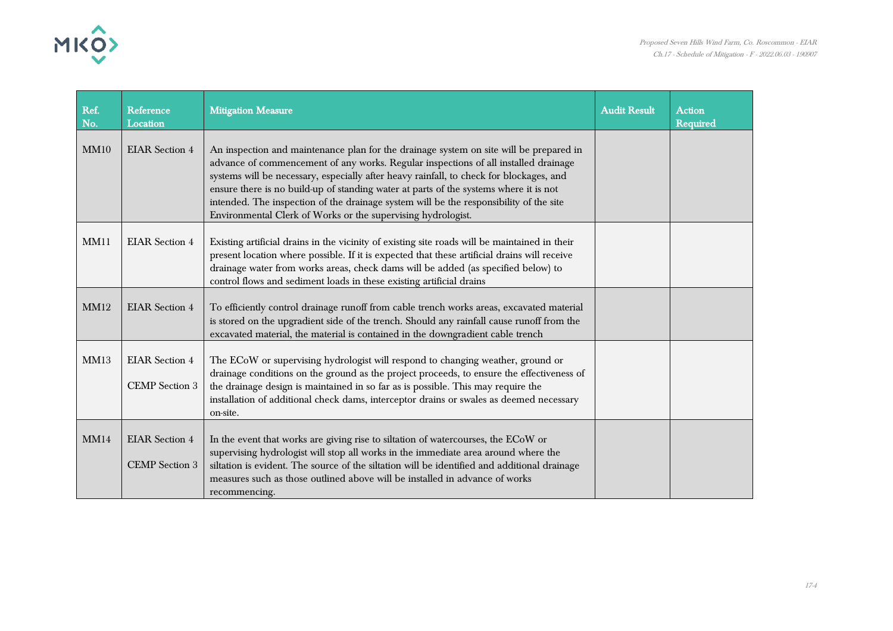| Ref. No. | Reference Location | Mitigation Measure | Audit Result | Action Required |
|---|---|---|---|---|
| MM10 | EIAR Section 4 | An inspection and maintenance plan for the drainage system on site will be prepared in advance of commencement of any works. Regular inspections of all installed drainage systems will be necessary, especially after heavy rainfall, to check for blockages, and ensure there is no build-up of standing water at parts of the systems where it is not intended. The inspection of the drainage system will be the responsibility of the site Environmental Clerk of Works or the supervising hydrologist. | | |
| MM11 | EIAR Section 4 | Existing artificial drains in the vicinity of existing site roads will be maintained in their present location where possible. If it is expected that these artificial drains will receive drainage water from works areas, check dams will be added (as specified below) to control flows and sediment loads in these existing artificial drains | | |
| MM12 | EIAR Section 4 | To efficiently control drainage runoff from cable trench works areas, excavated material is stored on the upgradient side of the trench. Should any rainfall cause runoff from the excavated material, the material is contained in the downgradient cable trench | | |
| MM13 | EIAR Section 4<br><br>CEMP Section 3 | The ECoW or supervising hydrologist will respond to changing weather, ground or drainage conditions on the ground as the project proceeds, to ensure the effectiveness of the drainage design is maintained in so far as is possible. This may require the installation of additional check dams, interceptor drains or swales as deemed necessary on-site. | | |
| MM14 | EIAR Section 4<br><br>CEMP Section 3 | In the event that works are giving rise to siltation of watercourses, the ECoW or supervising hydrologist will stop all works in the immediate area around where the siltation is evident. The source of the siltation will be identified and additional drainage measures such as those outlined above will be installed in advance of works recommencing. | | |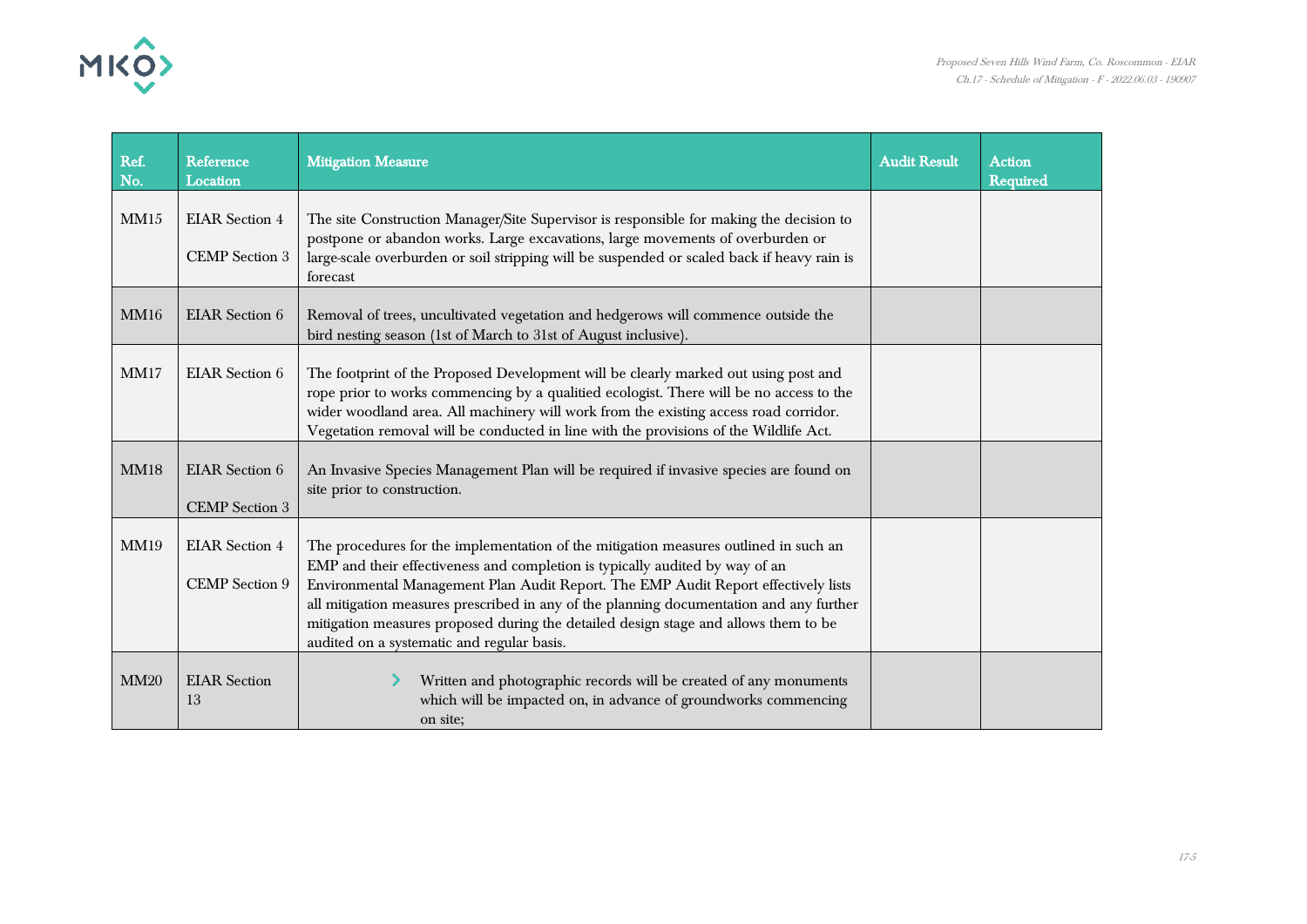| Ref. No. | Reference Location | Mitigation Measure | Audit Result | Action Required |
| --- | --- | --- | --- | --- |
| MM15 | EIAR Section 4<br><br>CEMP Section 3 | The site Construction Manager/Site Supervisor is responsible for making the decision to postpone or abandon works. Large excavations, large movements of overburden or large-scale overburden or soil stripping will be suspended or scaled back if heavy rain is forecast | | |
| MM16 | EIAR Section 6 | Removal of trees, uncultivated vegetation and hedgerows will commence outside the bird nesting season (1st of March to 31st of August inclusive). | | |
| MM17 | EIAR Section 6 | The footprint of the Proposed Development will be clearly marked out using post and rope prior to works commencing by a qualitied ecologist. There will be no access to the wider woodland area. All machinery will work from the existing access road corridor. Vegetation removal will be conducted in line with the provisions of the Wildlife Act. | | |
| MM18 | EIAR Section 6<br><br>CEMP Section 3 | An Invasive Species Management Plan will be required if invasive species are found on site prior to construction. | | |
| MM19 | EIAR Section 4<br><br>CEMP Section 9 | The procedures for the implementation of the mitigation measures outlined in such an EMP and their effectiveness and completion is typically audited by way of an Environmental Management Plan Audit Report. The EMP Audit Report effectively lists all mitigation measures prescribed in any of the planning documentation and any further mitigation measures proposed during the detailed design stage and allows them to be audited on a systematic and regular basis. | | |
| MM20 | EIAR Section 13 | - Written and photographic records will be created of any monuments which will be impacted on, in advance of groundworks commencing on site; | | |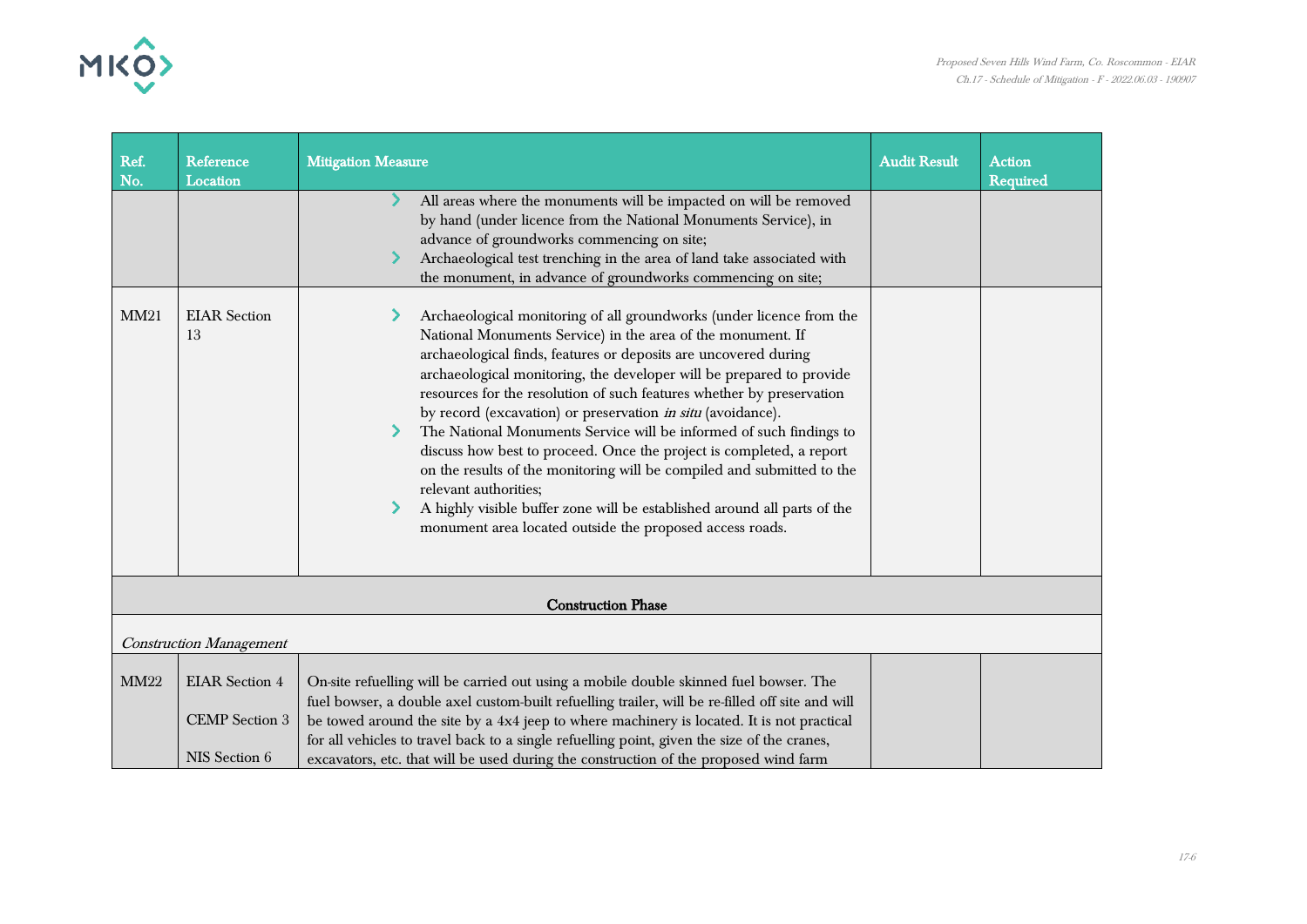| Ref. No. | Reference Location | Mitigation Measure | Audit Result | Action Required |
|---|---|---|---|---|
| | | - All areas where the monuments will be impacted on will be removed by hand (under licence from the National Monuments Service), in advance of groundworks commencing on site;<br>- Archaeological test trenching in the area of land take associated with the monument, in advance of groundworks commencing on site; | | |
| MM21 | EIAR Section 13 | - Archaeological monitoring of all groundworks (under licence from the National Monuments Service) in the area of the monument. If archaeological finds, features or deposits are uncovered during archaeological monitoring, the developer will be prepared to provide resources for the resolution of such features whether by preservation by record (excavation) or preservation *in situ* (avoidance).<br>- The National Monuments Service will be informed of such findings to discuss how best to proceed. Once the project is completed, a report on the results of the monitoring will be compiled and submitted to the relevant authorities;<br>- A highly visible buffer zone will be established around all parts of the monument area located outside the proposed access roads. | | |
| **Construction Phase** | | | | |
| *Construction Management* | | | | |
| MM22 | EIAR Section 4<br><br>CEMP Section 3<br><br>NIS Section 6 | On-site refuelling will be carried out using a mobile double skinned fuel bowser. The fuel bowser, a double axel custom-built refuelling trailer, will be re-filled off site and will be towed around the site by a 4x4 jeep to where machinery is located. It is not practical for all vehicles to travel back to a single refuelling point, given the size of the cranes, excavators, etc. that will be used during the construction of the proposed wind farm | | |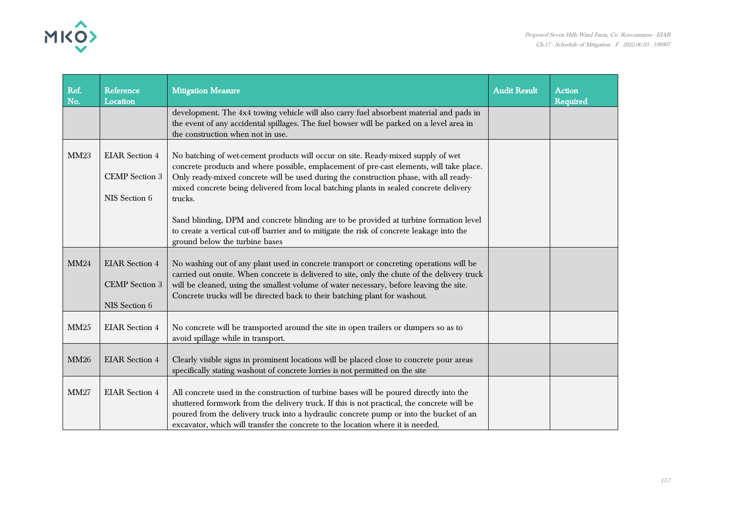| Ref. No. | Reference Location | Mitigation Measure | Audit Result | Action Required |
|---|---|---|---|---|
| | | development. The 4x4 towing vehicle will also carry fuel absorbent material and pads in the event of any accidental spillages. The fuel bowser will be parked on a level area in the construction when not in use. | | |
| MM23 | EIAR Section 4<br>CEMP Section 3<br>NIS Section 6 | No batching of wet-cement products will occur on site. Ready-mixed supply of wet concrete products and where possible, emplacement of pre-cast elements, will take place. Only ready-mixed concrete will be used during the construction phase, with all ready-mixed concrete being delivered from local batching plants in sealed concrete delivery trucks.<br><br>Sand blinding, DPM and concrete blinding are to be provided at turbine formation level to create a vertical cut-off barrier and to mitigate the risk of concrete leakage into the ground below the turbine bases | | |
| MM24 | EIAR Section 4<br>CEMP Section 3<br>NIS Section 6 | No washing out of any plant used in concrete transport or concreting operations will be carried out onsite. When concrete is delivered to site, only the chute of the delivery truck will be cleaned, using the smallest volume of water necessary, before leaving the site. Concrete trucks will be directed back to their batching plant for washout. | | |
| MM25 | EIAR Section 4 | No concrete will be transported around the site in open trailers or dumpers so as to avoid spillage while in transport. | | |
| MM26 | EIAR Section 4 | Clearly visible signs in prominent locations will be placed close to concrete pour areas specifically stating washout of concrete lorries is not permitted on the site | | |
| MM27 | EIAR Section 4 | All concrete used in the construction of turbine bases will be poured directly into the shuttered formwork from the delivery truck. If this is not practical, the concrete will be poured from the delivery truck into a hydraulic concrete pump or into the bucket of an excavator, which will transfer the concrete to the location where it is needed. | | |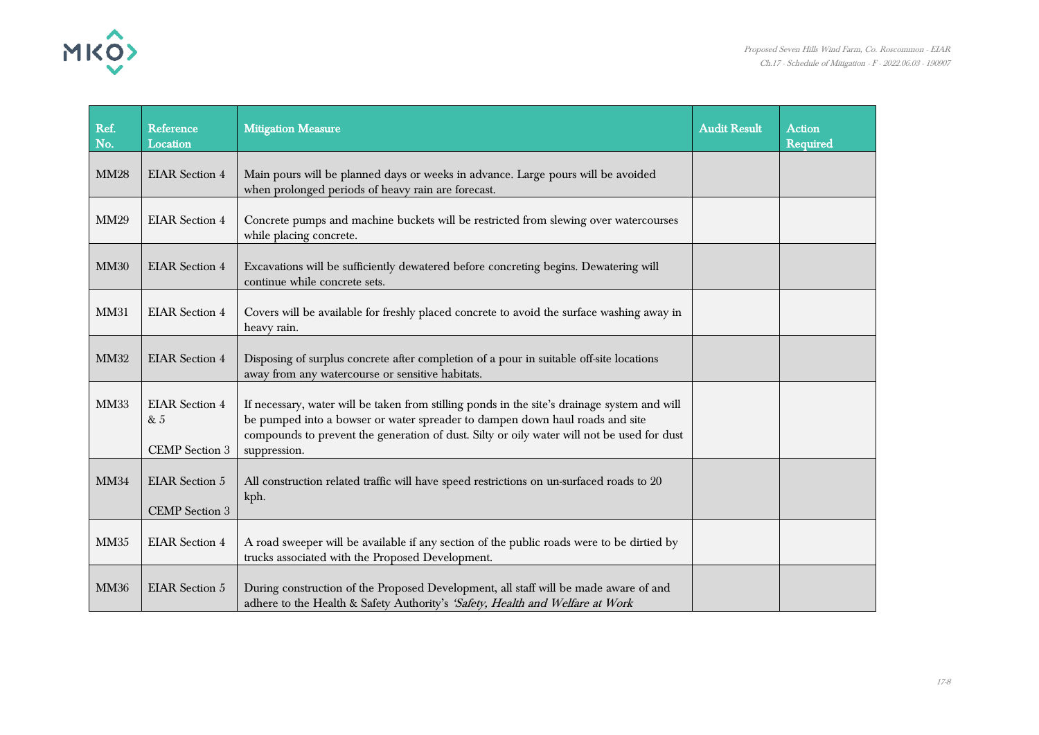| Ref. No. | Reference Location | Mitigation Measure | Audit Result | Action Required |
|---|---|---|---|---|
| MM28 | EIAR Section 4 | Main pours will be planned days or weeks in advance. Large pours will be avoided when prolonged periods of heavy rain are forecast. | | |
| MM29 | EIAR Section 4 | Concrete pumps and machine buckets will be restricted from slewing over watercourses while placing concrete. | | |
| MM30 | EIAR Section 4 | Excavations will be sufficiently dewatered before concreting begins. Dewatering will continue while concrete sets. | | |
| MM31 | EIAR Section 4 | Covers will be available for freshly placed concrete to avoid the surface washing away in heavy rain. | | |
| MM32 | EIAR Section 4 | Disposing of surplus concrete after completion of a pour in suitable off-site locations away from any watercourse or sensitive habitats. | | |
| MM33 | EIAR Section 4 & 5<br><br>CEMP Section 3 | If necessary, water will be taken from stilling ponds in the site's drainage system and will be pumped into a bowser or water spreader to dampen down haul roads and site compounds to prevent the generation of dust. Silty or oily water will not be used for dust suppression. | | |
| MM34 | EIAR Section 5<br><br>CEMP Section 3 | All construction related traffic will have speed restrictions on un-surfaced roads to 20 kph. | | |
| MM35 | EIAR Section 4 | A road sweeper will be available if any section of the public roads were to be dirtied by trucks associated with the Proposed Development. | | |
| MM36 | EIAR Section 5 | During construction of the Proposed Development, all staff will be made aware of and adhere to the Health & Safety Authority's *'Safety, Health and Welfare at Work* | | |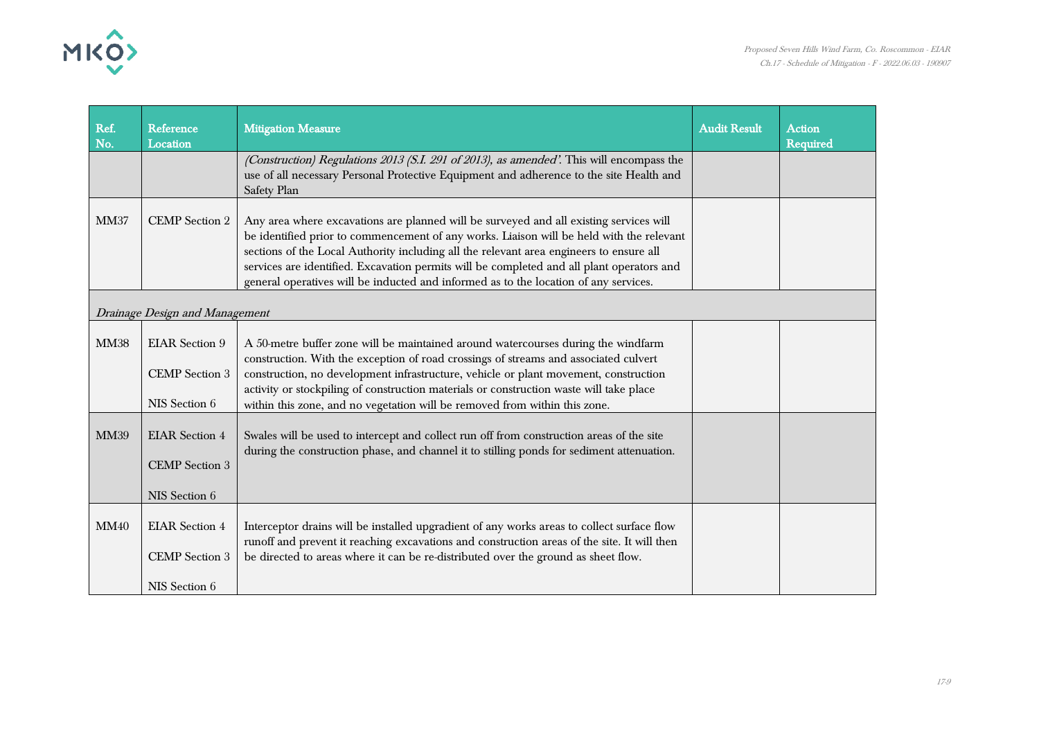| Ref. No. | Reference Location | Mitigation Measure | Audit Result | Action Required |
|---|---|---|---|---|
| | | *(Construction) Regulations 2013 (S.I. 291 of 2013), as amended'.* This will encompass the use of all necessary Personal Protective Equipment and adherence to the site Health and Safety Plan | | |
| MM37 | CEMP Section 2 | Any area where excavations are planned will be surveyed and all existing services will be identified prior to commencement of any works. Liaison will be held with the relevant sections of the Local Authority including all the relevant area engineers to ensure all services are identified. Excavation permits will be completed and all plant operators and general operatives will be inducted and informed as to the location of any services. | | |
| *Drainage Design and Management* | | | | |
| MM38 | EIAR Section 9<br><br>CEMP Section 3<br><br>NIS Section 6 | A 50-metre buffer zone will be maintained around watercourses during the windfarm construction. With the exception of road crossings of streams and associated culvert construction, no development infrastructure, vehicle or plant movement, construction activity or stockpiling of construction materials or construction waste will take place within this zone, and no vegetation will be removed from within this zone. | | |
| MM39 | EIAR Section 4<br><br>CEMP Section 3<br><br>NIS Section 6 | Swales will be used to intercept and collect run off from construction areas of the site during the construction phase, and channel it to stilling ponds for sediment attenuation. | | |
| MM40 | EIAR Section 4<br><br>CEMP Section 3<br><br>NIS Section 6 | Interceptor drains will be installed upgradient of any works areas to collect surface flow runoff and prevent it reaching excavations and construction areas of the site. It will then be directed to areas where it can be re-distributed over the ground as sheet flow. | | |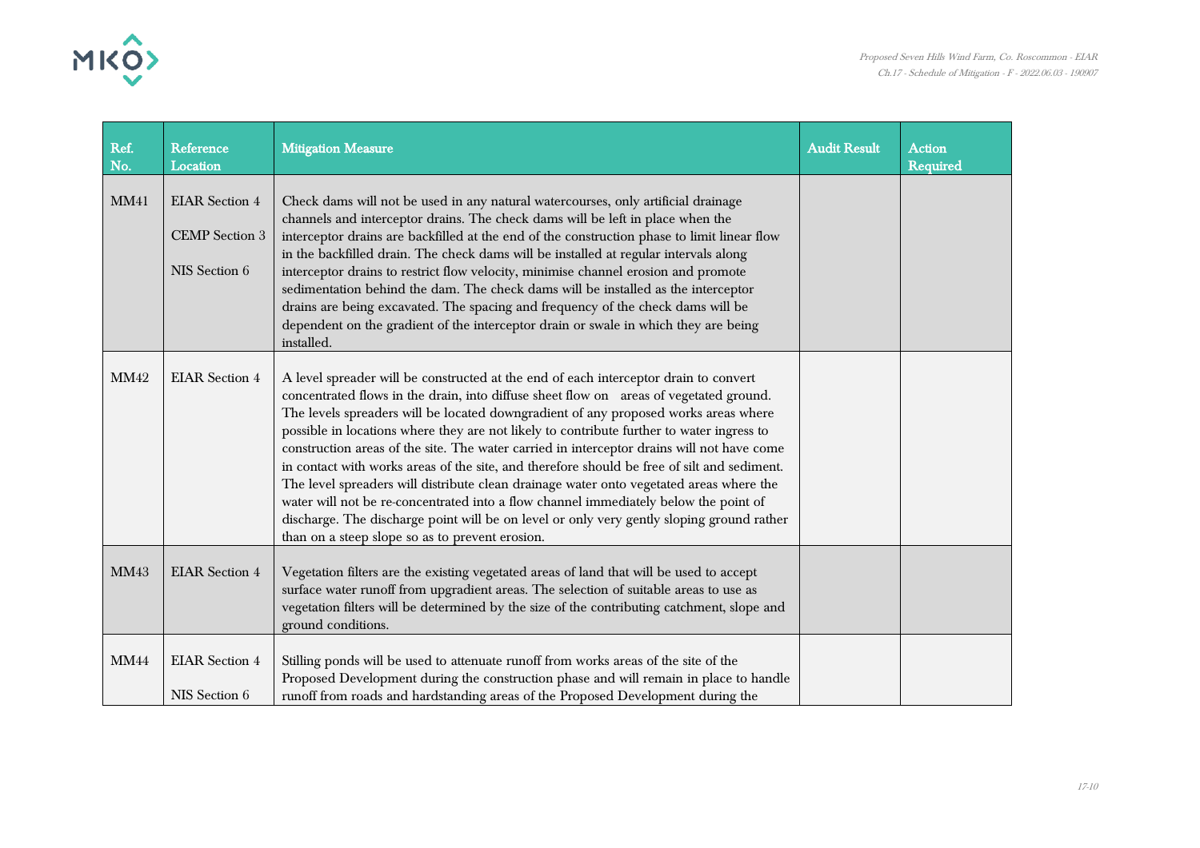| Ref. No. | Reference Location | Mitigation Measure | Audit Result | Action Required |
|---|---|---|---|---|
| MM41 | EIAR Section 4<br><br>CEMP Section 3<br><br>NIS Section 6 | Check dams will not be used in any natural watercourses, only artificial drainage channels and interceptor drains. The check dams will be left in place when the interceptor drains are backfilled at the end of the construction phase to limit linear flow in the backfilled drain. The check dams will be installed at regular intervals along interceptor drains to restrict flow velocity, minimise channel erosion and promote sedimentation behind the dam. The check dams will be installed as the interceptor drains are being excavated. The spacing and frequency of the check dams will be dependent on the gradient of the interceptor drain or swale in which they are being installed. | | |
| MM42 | EIAR Section 4 | A level spreader will be constructed at the end of each interceptor drain to convert concentrated flows in the drain, into diffuse sheet flow on areas of vegetated ground. The levels spreaders will be located downgradient of any proposed works areas where possible in locations where they are not likely to contribute further to water ingress to construction areas of the site. The water carried in interceptor drains will not have come in contact with works areas of the site, and therefore should be free of silt and sediment. The level spreaders will distribute clean drainage water onto vegetated areas where the water will not be re-concentrated into a flow channel immediately below the point of discharge. The discharge point will be on level or only very gently sloping ground rather than on a steep slope so as to prevent erosion. | | |
| MM43 | EIAR Section 4 | Vegetation filters are the existing vegetated areas of land that will be used to accept surface water runoff from upgradient areas. The selection of suitable areas to use as vegetation filters will be determined by the size of the contributing catchment, slope and ground conditions. | | |
| MM44 | EIAR Section 4<br><br>NIS Section 6 | Stilling ponds will be used to attenuate runoff from works areas of the site of the Proposed Development during the construction phase and will remain in place to handle runoff from roads and hardstanding areas of the Proposed Development during the | | |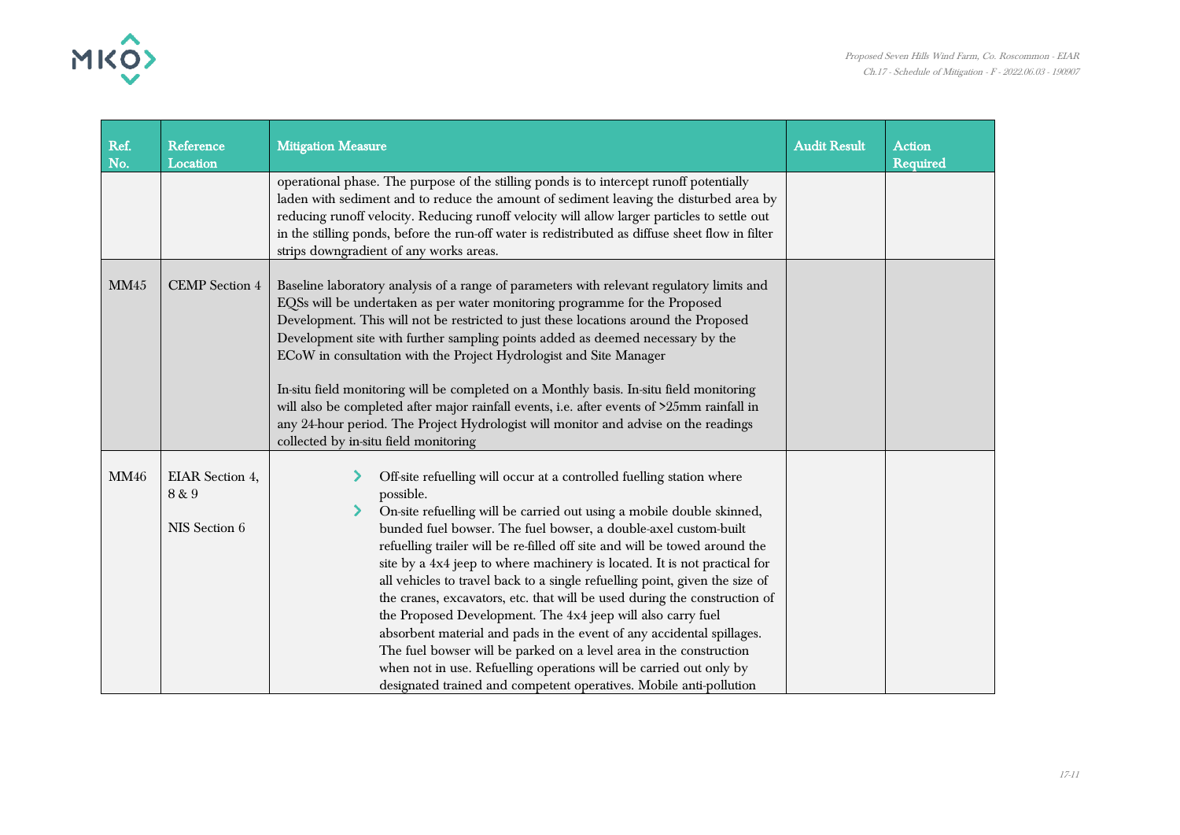| Ref. No. | Reference Location | Mitigation Measure | Audit Result | Action Required |
|---|---|---|---|---|
| | | operational phase. The purpose of the stilling ponds is to intercept runoff potentially laden with sediment and to reduce the amount of sediment leaving the disturbed area by reducing runoff velocity. Reducing runoff velocity will allow larger particles to settle out in the stilling ponds, before the run-off water is redistributed as diffuse sheet flow in filter strips downgradient of any works areas. | | |
| MM45 | CEMP Section 4 | Baseline laboratory analysis of a range of parameters with relevant regulatory limits and EQSs will be undertaken as per water monitoring programme for the Proposed Development. This will not be restricted to just these locations around the Proposed Development site with further sampling points added as deemed necessary by the ECoW in consultation with the Project Hydrologist and Site Manager<br><br>In-situ field monitoring will be completed on a Monthly basis. In-situ field monitoring will also be completed after major rainfall events, i.e. after events of >25mm rainfall in any 24-hour period. The Project Hydrologist will monitor and advise on the readings collected by in-situ field monitoring | | |
| MM46 | EIAR Section 4, 8 & 9<br><br>NIS Section 6 | - Off-site refuelling will occur at a controlled fuelling station where possible.<br>- On-site refuelling will be carried out using a mobile double skinned, bunded fuel bowser. The fuel bowser, a double-axel custom-built refuelling trailer will be re-filled off site and will be towed around the site by a 4x4 jeep to where machinery is located. It is not practical for all vehicles to travel back to a single refuelling point, given the size of the cranes, excavators, etc. that will be used during the construction of the Proposed Development. The 4x4 jeep will also carry fuel absorbent material and pads in the event of any accidental spillages. The fuel bowser will be parked on a level area in the construction when not in use. Refuelling operations will be carried out only by designated trained and competent operatives. Mobile anti-pollution | | |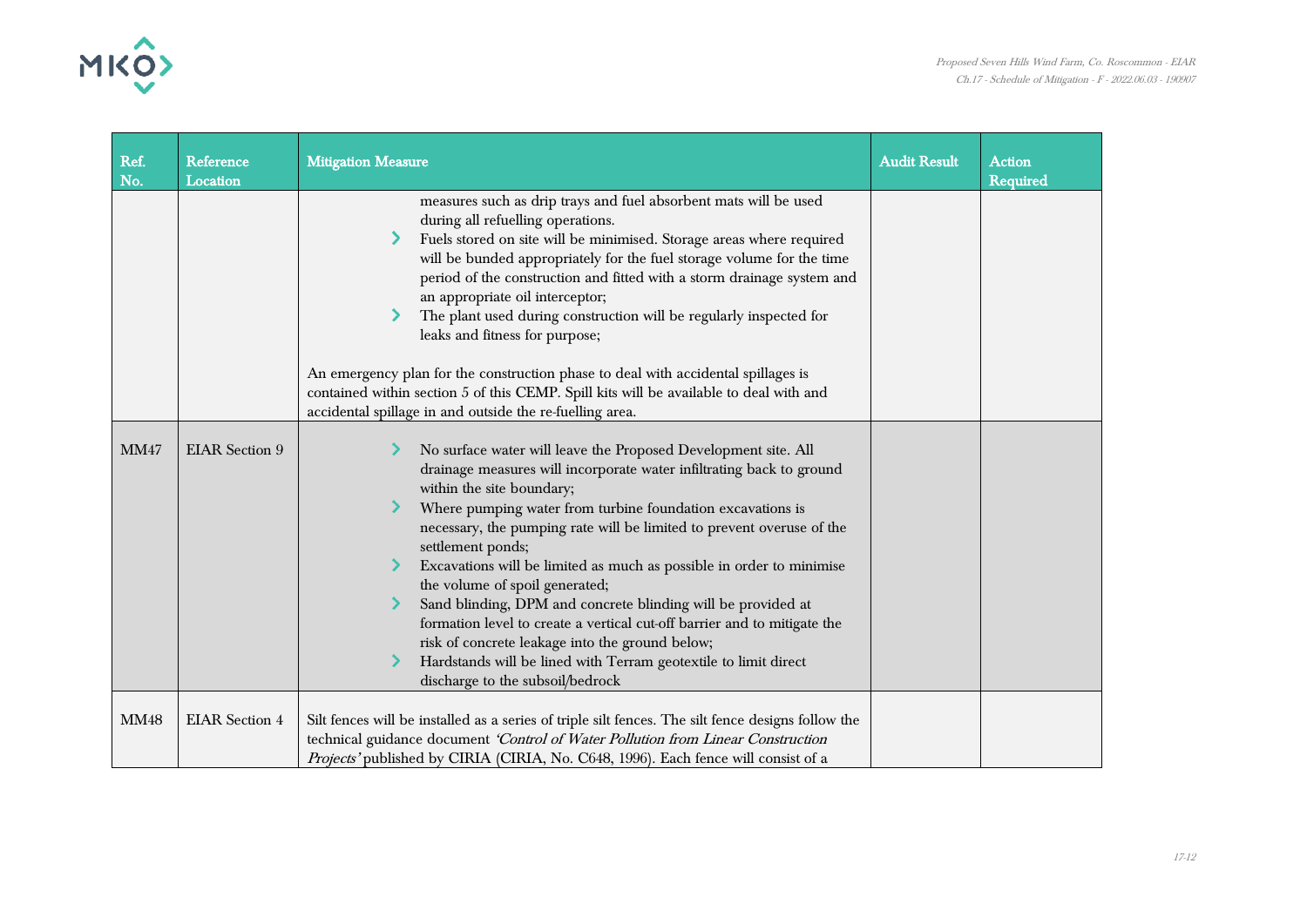| Ref. No. | Reference Location | Mitigation Measure | Audit Result | Action Required |
|---|---|---|---|---|
| | | measures such as drip trays and fuel absorbent mats will be used during all refuelling operations.<br>- Fuels stored on site will be minimised. Storage areas where required will be bunded appropriately for the fuel storage volume for the time period of the construction and fitted with a storm drainage system and an appropriate oil interceptor;<br>- The plant used during construction will be regularly inspected for leaks and fitness for purpose;<br><br>An emergency plan for the construction phase to deal with accidental spillages is contained within section 5 of this CEMP. Spill kits will be available to deal with and accidental spillage in and outside the re-fuelling area. | | |
| MM47 | EIAR Section 9 | - No surface water will leave the Proposed Development site. All drainage measures will incorporate water infiltrating back to ground within the site boundary;<br>- Where pumping water from turbine foundation excavations is necessary, the pumping rate will be limited to prevent overuse of the settlement ponds;<br>- Excavations will be limited as much as possible in order to minimise the volume of spoil generated;<br>- Sand blinding, DPM and concrete blinding will be provided at formation level to create a vertical cut-off barrier and to mitigate the risk of concrete leakage into the ground below;<br>- Hardstands will be lined with Terram geotextile to limit direct discharge to the subsoil/bedrock | | |
| MM48 | EIAR Section 4 | Silt fences will be installed as a series of triple silt fences. The silt fence designs follow the technical guidance document *'Control of Water Pollution from Linear Construction Projects'* published by CIRIA (CIRIA, No. C648, 1996). Each fence will consist of a | | |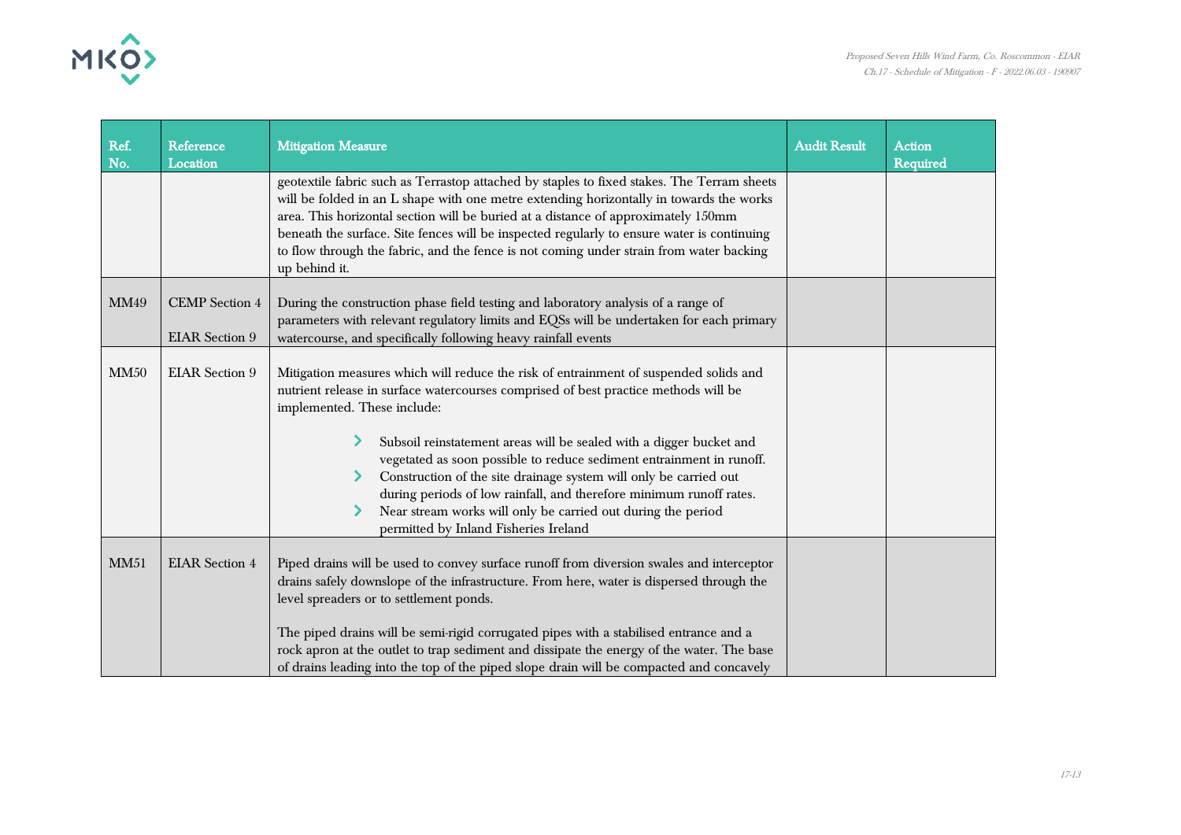| Ref. No. | Reference Location | Mitigation Measure | Audit Result | Action Required |
|---|---|---|---|---|
| | | geotextile fabric such as Terrastop attached by staples to fixed stakes. The Terram sheets will be folded in an L shape with one metre extending horizontally in towards the works area. This horizontal section will be buried at a distance of approximately 150mm beneath the surface. Site fences will be inspected regularly to ensure water is continuing to flow through the fabric, and the fence is not coming under strain from water backing up behind it. | | |
| MM49 | CEMP Section 4<br><br>EIAR Section 9 | During the construction phase field testing and laboratory analysis of a range of parameters with relevant regulatory limits and EQSs will be undertaken for each primary watercourse, and specifically following heavy rainfall events | | |
| MM50 | EIAR Section 9 | Mitigation measures which will reduce the risk of entrainment of suspended solids and nutrient release in surface watercourses comprised of best practice methods will be implemented. These include:<br><br>› Subsoil reinstatement areas will be sealed with a digger bucket and vegetated as soon possible to reduce sediment entrainment in runoff.<br>› Construction of the site drainage system will only be carried out during periods of low rainfall, and therefore minimum runoff rates.<br>› Near stream works will only be carried out during the period permitted by Inland Fisheries Ireland | | |
| MM51 | EIAR Section 4 | Piped drains will be used to convey surface runoff from diversion swales and interceptor drains safely downslope of the infrastructure. From here, water is dispersed through the level spreaders or to settlement ponds.<br><br>The piped drains will be semi-rigid corrugated pipes with a stabilised entrance and a rock apron at the outlet to trap sediment and dissipate the energy of the water. The base of drains leading into the top of the piped slope drain will be compacted and concavely | | |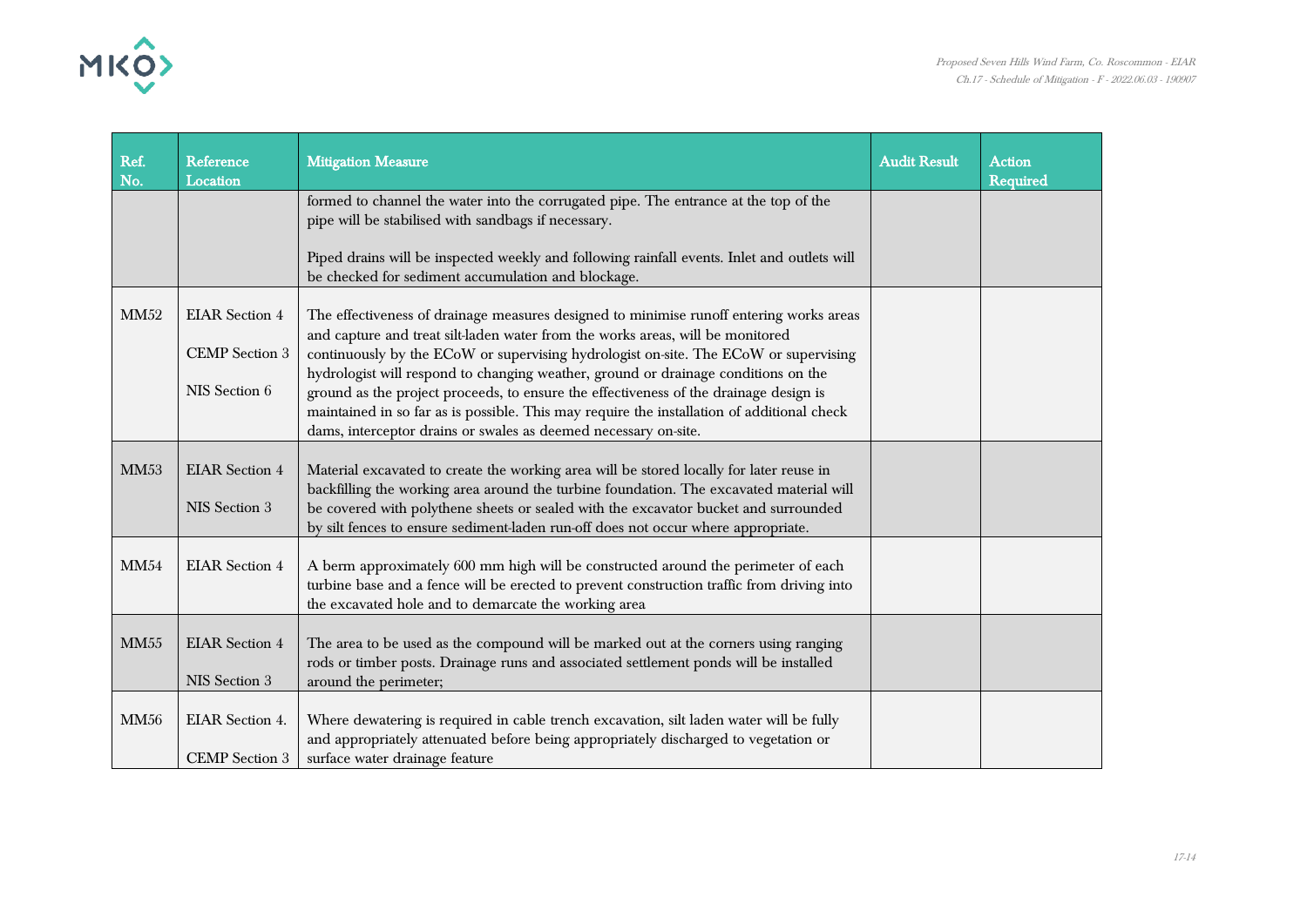| Ref. No. | Reference Location | Mitigation Measure | Audit Result | Action Required |
|---|---|---|---|---|
| | | formed to channel the water into the corrugated pipe. The entrance at the top of the pipe will be stabilised with sandbags if necessary.<br><br>Piped drains will be inspected weekly and following rainfall events. Inlet and outlets will be checked for sediment accumulation and blockage. | | |
| MM52 | EIAR Section 4<br><br>CEMP Section 3<br><br>NIS Section 6 | The effectiveness of drainage measures designed to minimise runoff entering works areas and capture and treat silt-laden water from the works areas, will be monitored continuously by the ECoW or supervising hydrologist on-site. The ECoW or supervising hydrologist will respond to changing weather, ground or drainage conditions on the ground as the project proceeds, to ensure the effectiveness of the drainage design is maintained in so far as is possible. This may require the installation of additional check dams, interceptor drains or swales as deemed necessary on-site. | | |
| MM53 | EIAR Section 4<br><br>NIS Section 3 | Material excavated to create the working area will be stored locally for later reuse in backfilling the working area around the turbine foundation. The excavated material will be covered with polythene sheets or sealed with the excavator bucket and surrounded by silt fences to ensure sediment-laden run-off does not occur where appropriate. | | |
| MM54 | EIAR Section 4 | A berm approximately 600 mm high will be constructed around the perimeter of each turbine base and a fence will be erected to prevent construction traffic from driving into the excavated hole and to demarcate the working area | | |
| MM55 | EIAR Section 4<br><br>NIS Section 3 | The area to be used as the compound will be marked out at the corners using ranging rods or timber posts. Drainage runs and associated settlement ponds will be installed around the perimeter; | | |
| MM56 | EIAR Section 4.<br><br>CEMP Section 3 | Where dewatering is required in cable trench excavation, silt laden water will be fully and appropriately attenuated before being appropriately discharged to vegetation or surface water drainage feature | | |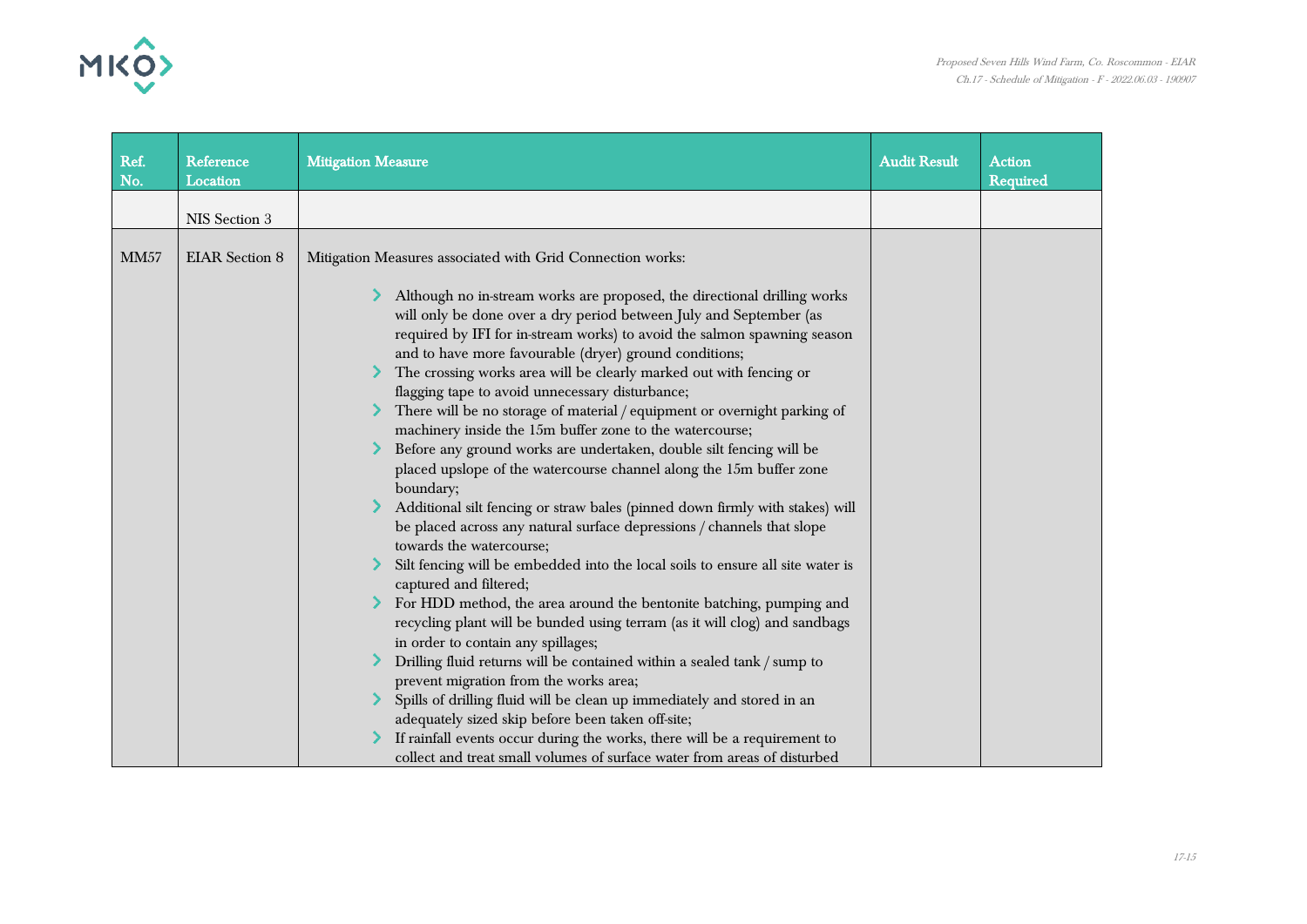| Ref. No. | Reference Location | Mitigation Measure | Audit Result | Action Required |
|---|---|---|---|---|
| | NIS Section 3 | | | |
| MM57 | EIAR Section 8 | Mitigation Measures associated with Grid Connection works:<br><br>- Although no in-stream works are proposed, the directional drilling works will only be done over a dry period between July and September (as required by IFI for in-stream works) to avoid the salmon spawning season and to have more favourable (dryer) ground conditions;<br>- The crossing works area will be clearly marked out with fencing or flagging tape to avoid unnecessary disturbance;<br>- There will be no storage of material / equipment or overnight parking of machinery inside the 15m buffer zone to the watercourse;<br>- Before any ground works are undertaken, double silt fencing will be placed upslope of the watercourse channel along the 15m buffer zone boundary;<br>- Additional silt fencing or straw bales (pinned down firmly with stakes) will be placed across any natural surface depressions / channels that slope towards the watercourse;<br>- Silt fencing will be embedded into the local soils to ensure all site water is captured and filtered;<br>- For HDD method, the area around the bentonite batching, pumping and recycling plant will be bunded using terram (as it will clog) and sandbags in order to contain any spillages;<br>- Drilling fluid returns will be contained within a sealed tank / sump to prevent migration from the works area;<br>- Spills of drilling fluid will be clean up immediately and stored in an adequately sized skip before been taken off-site;<br>- If rainfall events occur during the works, there will be a requirement to collect and treat small volumes of surface water from areas of disturbed | | |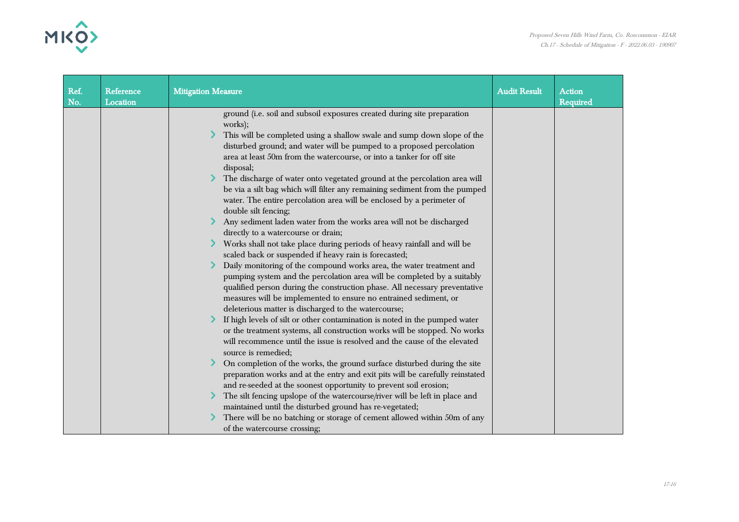| Ref. No. | Reference Location | Mitigation Measure | Audit Result | Action Required |
|---|---|---|---|---|
| | | ground (i.e. soil and subsoil exposures created during site preparation works);<br>› This will be completed using a shallow swale and sump down slope of the disturbed ground; and water will be pumped to a proposed percolation area at least 50m from the watercourse, or into a tanker for off site disposal;<br>› The discharge of water onto vegetated ground at the percolation area will be via a silt bag which will filter any remaining sediment from the pumped water. The entire percolation area will be enclosed by a perimeter of double silt fencing;<br>› Any sediment laden water from the works area will not be discharged directly to a watercourse or drain;<br>› Works shall not take place during periods of heavy rainfall and will be scaled back or suspended if heavy rain is forecasted;<br>› Daily monitoring of the compound works area, the water treatment and pumping system and the percolation area will be completed by a suitably qualified person during the construction phase. All necessary preventative measures will be implemented to ensure no entrained sediment, or deleterious matter is discharged to the watercourse;<br>› If high levels of silt or other contamination is noted in the pumped water or the treatment systems, all construction works will be stopped. No works will recommence until the issue is resolved and the cause of the elevated source is remedied;<br>› On completion of the works, the ground surface disturbed during the site preparation works and at the entry and exit pits will be carefully reinstated and re-seeded at the soonest opportunity to prevent soil erosion;<br>› The silt fencing upslope of the watercourse/river will be left in place and maintained until the disturbed ground has re-vegetated;<br>› There will be no batching or storage of cement allowed within 50m of any of the watercourse crossing; | | |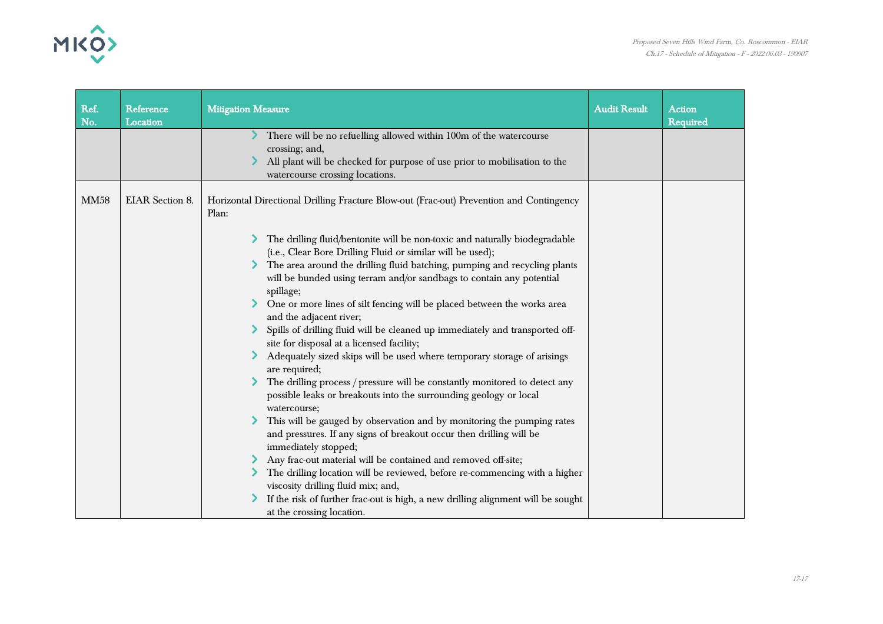| Ref. No. | Reference Location | Mitigation Measure | Audit Result | Action Required |
|---|---|---|---|---|
| | | • There will be no refuelling allowed within 100m of the watercourse crossing; and,<br>• All plant will be checked for purpose of use prior to mobilisation to the watercourse crossing locations. | | |
| MM58 | EIAR Section 8. | Horizontal Directional Drilling Fracture Blow-out (Frac-out) Prevention and Contingency Plan:<br><br>• The drilling fluid/bentonite will be non-toxic and naturally biodegradable (i.e., Clear Bore Drilling Fluid or similar will be used);<br>• The area around the drilling fluid batching, pumping and recycling plants will be bunded using terram and/or sandbags to contain any potential spillage;<br>• One or more lines of silt fencing will be placed between the works area and the adjacent river;<br>• Spills of drilling fluid will be cleaned up immediately and transported off-site for disposal at a licensed facility;<br>• Adequately sized skips will be used where temporary storage of arisings are required;<br>• The drilling process / pressure will be constantly monitored to detect any possible leaks or breakouts into the surrounding geology or local watercourse;<br>• This will be gauged by observation and by monitoring the pumping rates and pressures. If any signs of breakout occur then drilling will be immediately stopped;<br>• Any frac-out material will be contained and removed off-site;<br>• The drilling location will be reviewed, before re-commencing with a higher viscosity drilling fluid mix; and,<br>• If the risk of further frac-out is high, a new drilling alignment will be sought at the crossing location. | | |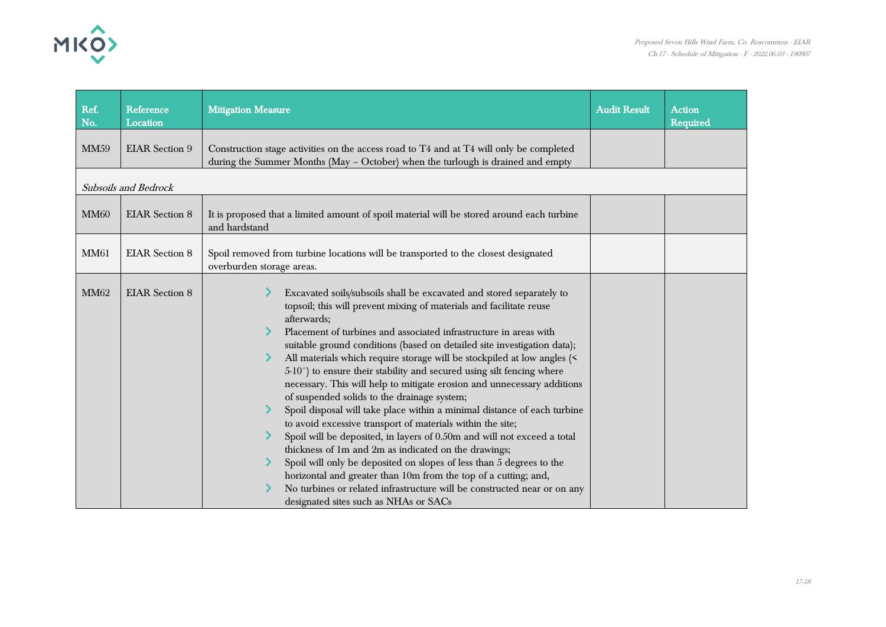| Ref. No. | Reference Location | Mitigation Measure | Audit Result | Action Required |
|---|---|---|---|---|
| MM59 | EIAR Section 9 | Construction stage activities on the access road to T4 and at T4 will only be completed during the Summer Months (May – October) when the turlough is drained and empty | | |
| *Subsoils and Bedrock* | | | | |
| MM60 | EIAR Section 8 | It is proposed that a limited amount of spoil material will be stored around each turbine and hardstand | | |
| MM61 | EIAR Section 8 | Spoil removed from turbine locations will be transported to the closest designated overburden storage areas. | | |
| MM62 | EIAR Section 8 | › Excavated soils/subsoils shall be excavated and stored separately to topsoil; this will prevent mixing of materials and facilitate reuse afterwards;<br>› Placement of turbines and associated infrastructure in areas with suitable ground conditions (based on detailed site investigation data);<br>› All materials which require storage will be stockpiled at low angles (< 5-10°) to ensure their stability and secured using silt fencing where necessary. This will help to mitigate erosion and unnecessary additions of suspended solids to the drainage system;<br>› Spoil disposal will take place within a minimal distance of each turbine to avoid excessive transport of materials within the site;<br>› Spoil will be deposited, in layers of 0.50m and will not exceed a total thickness of 1m and 2m as indicated on the drawings;<br>› Spoil will only be deposited on slopes of less than 5 degrees to the horizontal and greater than 10m from the top of a cutting; and,<br>› No turbines or related infrastructure will be constructed near or on any designated sites such as NHAs or SACs | | |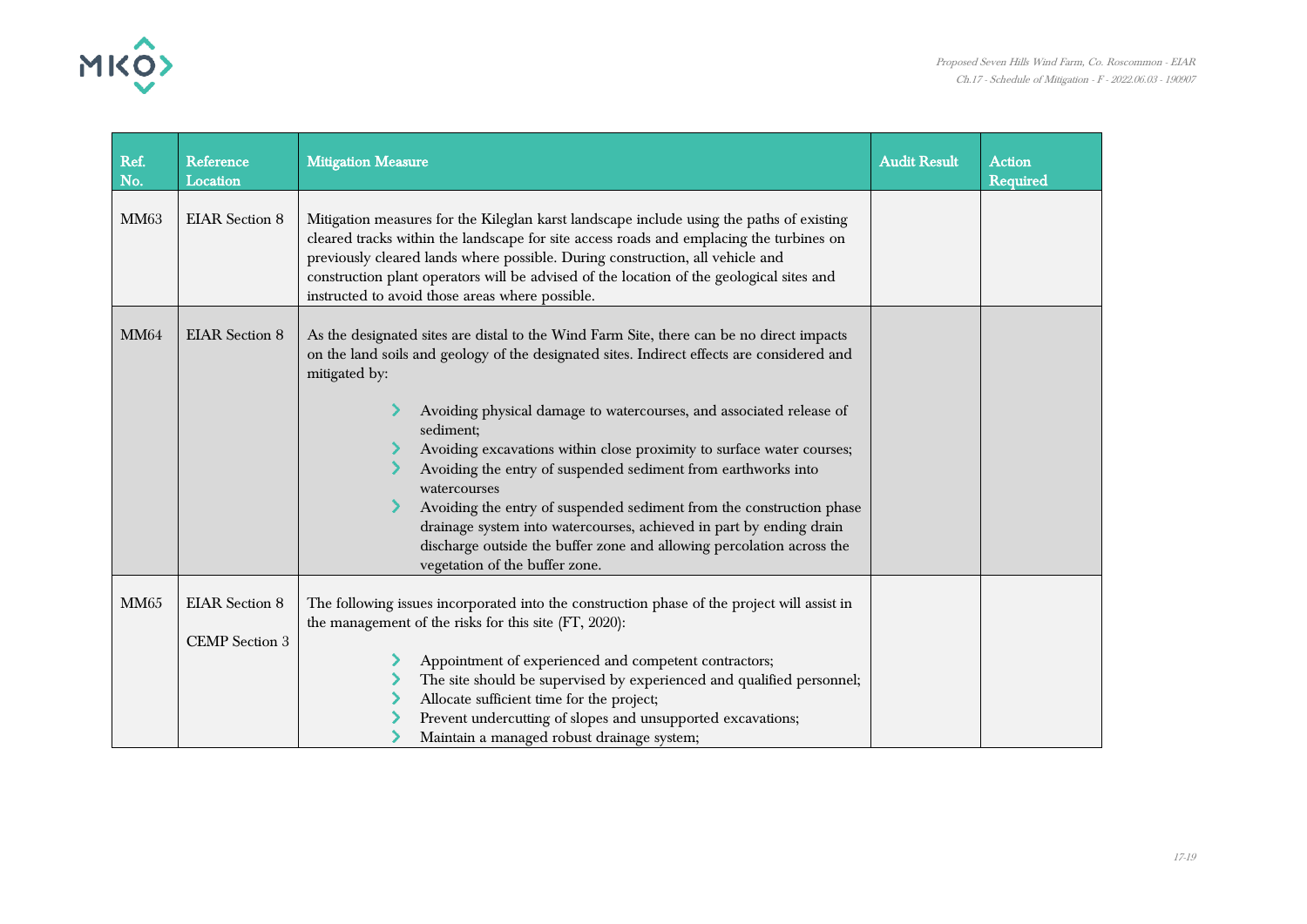| Ref. No. | Reference Location | Mitigation Measure | Audit Result | Action Required |
|---|---|---|---|---|
| MM63 | EIAR Section 8 | Mitigation measures for the Kileglan karst landscape include using the paths of existing cleared tracks within the landscape for site access roads and emplacing the turbines on previously cleared lands where possible. During construction, all vehicle and construction plant operators will be advised of the location of the geological sites and instructed to avoid those areas where possible. | | |
| MM64 | EIAR Section 8 | As the designated sites are distal to the Wind Farm Site, there can be no direct impacts on the land soils and geology of the designated sites. Indirect effects are considered and mitigated by:<br>- Avoiding physical damage to watercourses, and associated release of sediment;<br>- Avoiding excavations within close proximity to surface water courses;<br>- Avoiding the entry of suspended sediment from earthworks into watercourses<br>- Avoiding the entry of suspended sediment from the construction phase drainage system into watercourses, achieved in part by ending drain discharge outside the buffer zone and allowing percolation across the vegetation of the buffer zone. | | |
| MM65 | EIAR Section 8<br><br>CEMP Section 3 | The following issues incorporated into the construction phase of the project will assist in the management of the risks for this site (FT, 2020):<br>- Appointment of experienced and competent contractors;<br>- The site should be supervised by experienced and qualified personnel;<br>- Allocate sufficient time for the project;<br>- Prevent undercutting of slopes and unsupported excavations;<br>- Maintain a managed robust drainage system; | | |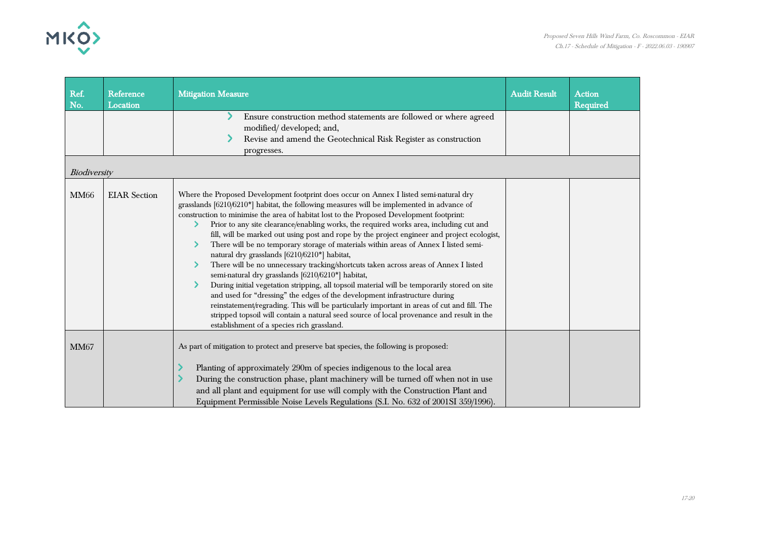| Ref. No. | Reference Location | Mitigation Measure | Audit Result | Action Required |
|---|---|---|---|---|
| | | • Ensure construction method statements are followed or where agreed modified/ developed; and,<br>• Revise and amend the Geotechnical Risk Register as construction progresses. | | |
| *Biodiversity* | | | | |
| MM66 | EIAR Section | Where the Proposed Development footprint does occur on Annex I listed semi-natural dry grasslands [6210/6210*] habitat, the following measures will be implemented in advance of construction to minimise the area of habitat lost to the Proposed Development footprint:<br>• Prior to any site clearance/enabling works, the required works area, including cut and fill, will be marked out using post and rope by the project engineer and project ecologist,<br>• There will be no temporary storage of materials within areas of Annex I listed semi-natural dry grasslands [6210/6210*] habitat,<br>• There will be no unnecessary tracking/shortcuts taken across areas of Annex I listed semi-natural dry grasslands [6210/6210*] habitat,<br>• During initial vegetation stripping, all topsoil material will be temporarily stored on site and used for "dressing" the edges of the development infrastructure during reinstatement/regrading. This will be particularly important in areas of cut and fill. The stripped topsoil will contain a natural seed source of local provenance and result in the establishment of a species rich grassland. | | |
| MM67 | | As part of mitigation to protect and preserve bat species, the following is proposed:<br>• Planting of approximately 290m of species indigenous to the local area<br>• During the construction phase, plant machinery will be turned off when not in use and all plant and equipment for use will comply with the Construction Plant and Equipment Permissible Noise Levels Regulations (S.I. No. 632 of 2001SI 359/1996). | | |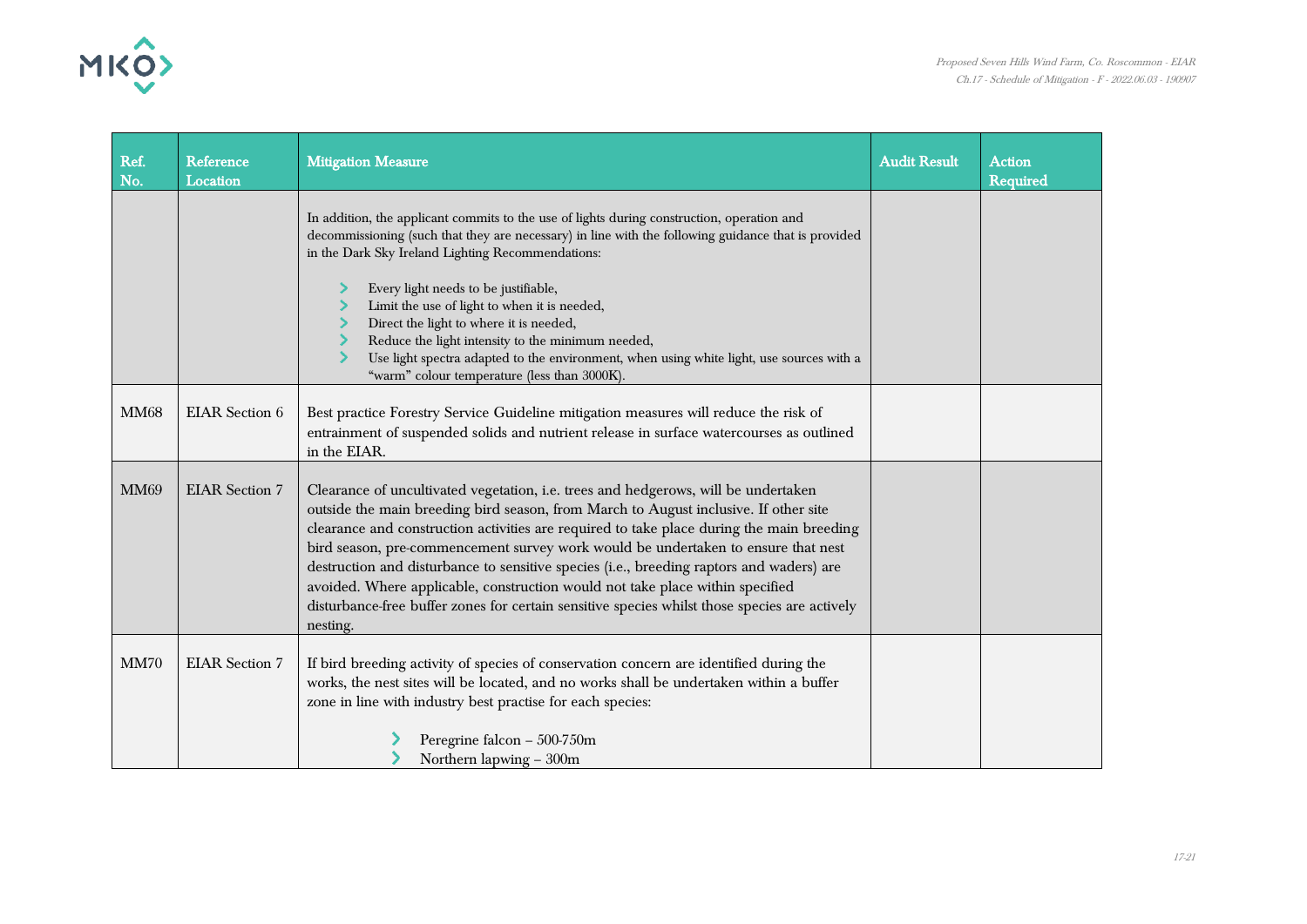| Ref. No. | Reference Location | Mitigation Measure | Audit Result | Action Required |
|---|---|---|---|---|
| | | In addition, the applicant commits to the use of lights during construction, operation and decommissioning (such that they are necessary) in line with the following guidance that is provided in the Dark Sky Ireland Lighting Recommendations:<br><br>- Every light needs to be justifiable,<br>- Limit the use of light to when it is needed,<br>- Direct the light to where it is needed,<br>- Reduce the light intensity to the minimum needed,<br>- Use light spectra adapted to the environment, when using white light, use sources with a "warm" colour temperature (less than 3000K). | | |
| MM68 | EIAR Section 6 | Best practice Forestry Service Guideline mitigation measures will reduce the risk of entrainment of suspended solids and nutrient release in surface watercourses as outlined in the EIAR. | | |
| MM69 | EIAR Section 7 | Clearance of uncultivated vegetation, i.e. trees and hedgerows, will be undertaken outside the main breeding bird season, from March to August inclusive. If other site clearance and construction activities are required to take place during the main breeding bird season, pre-commencement survey work would be undertaken to ensure that nest destruction and disturbance to sensitive species (i.e., breeding raptors and waders) are avoided. Where applicable, construction would not take place within specified disturbance-free buffer zones for certain sensitive species whilst those species are actively nesting. | | |
| MM70 | EIAR Section 7 | If bird breeding activity of species of conservation concern are identified during the works, the nest sites will be located, and no works shall be undertaken within a buffer zone in line with industry best practise for each species:<br><br>- Peregrine falcon – 500-750m<br>- Northern lapwing – 300m | | |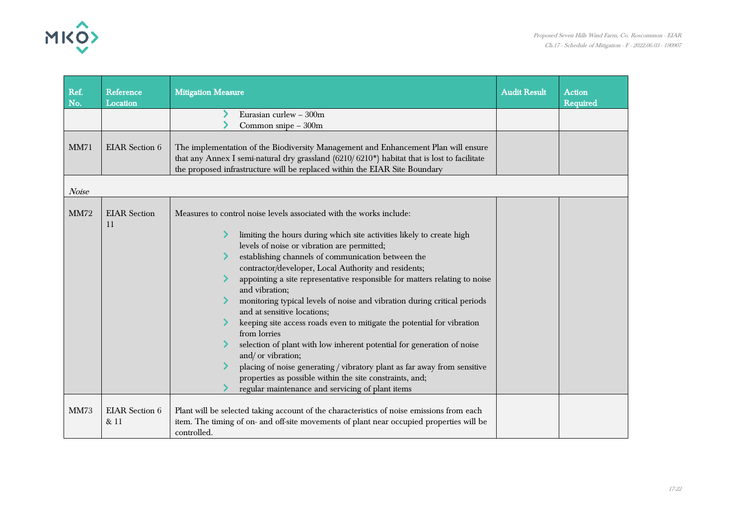| Ref. No. | Reference Location | Mitigation Measure | Audit Result | Action Required |
|---|---|---|---|---|
| | | - Eurasian curlew – 300m<br>- Common snipe – 300m | | |
| MM71 | EIAR Section 6 | The implementation of the Biodiversity Management and Enhancement Plan will ensure that any Annex I semi-natural dry grassland (6210/ 6210*) habitat that is lost to facilitate the proposed infrastructure will be replaced within the EIAR Site Boundary | | |
| *Noise* | | | | |
| MM72 | EIAR Section 11 | Measures to control noise levels associated with the works include:<br>- limiting the hours during which site activities likely to create high levels of noise or vibration are permitted;<br>- establishing channels of communication between the contractor/developer, Local Authority and residents;<br>- appointing a site representative responsible for matters relating to noise and vibration;<br>- monitoring typical levels of noise and vibration during critical periods and at sensitive locations;<br>- keeping site access roads even to mitigate the potential for vibration from lorries<br>- selection of plant with low inherent potential for generation of noise and/ or vibration;<br>- placing of noise generating / vibratory plant as far away from sensitive properties as possible within the site constraints, and;<br>- regular maintenance and servicing of plant items | | |
| MM73 | EIAR Section 6 & 11 | Plant will be selected taking account of the characteristics of noise emissions from each item. The timing of on- and off-site movements of plant near occupied properties will be controlled. | | |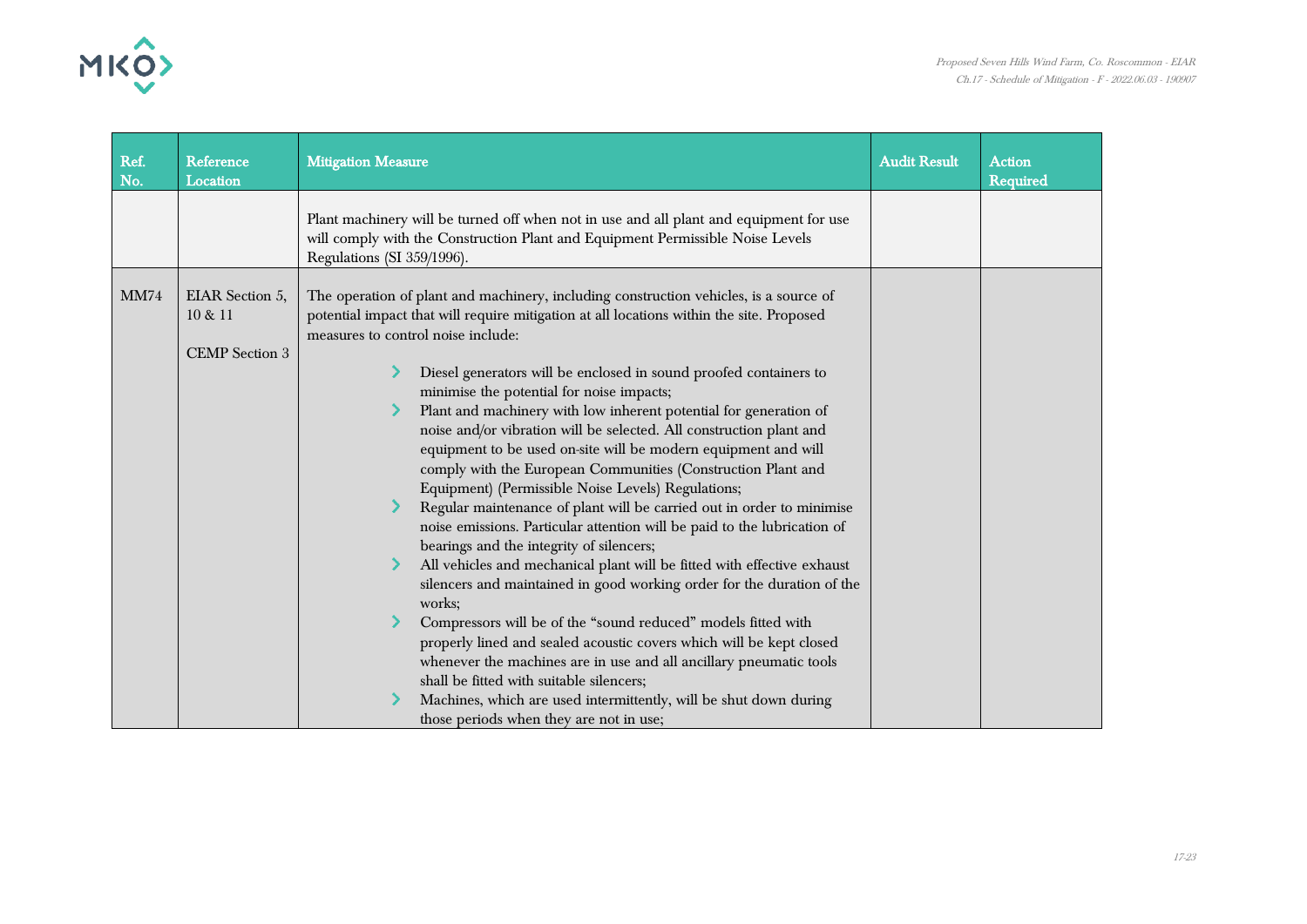| Ref. No. | Reference Location | Mitigation Measure | Audit Result | Action Required |
|---|---|---|---|---|
| | | Plant machinery will be turned off when not in use and all plant and equipment for use will comply with the Construction Plant and Equipment Permissible Noise Levels Regulations (SI 359/1996). | | |
| MM74 | EIAR Section 5, 10 & 11<br><br>CEMP Section 3 | The operation of plant and machinery, including construction vehicles, is a source of potential impact that will require mitigation at all locations within the site. Proposed measures to control noise include:<br><br>› Diesel generators will be enclosed in sound proofed containers to minimise the potential for noise impacts;<br>› Plant and machinery with low inherent potential for generation of noise and/or vibration will be selected. All construction plant and equipment to be used on-site will be modern equipment and will comply with the European Communities (Construction Plant and Equipment) (Permissible Noise Levels) Regulations;<br>› Regular maintenance of plant will be carried out in order to minimise noise emissions. Particular attention will be paid to the lubrication of bearings and the integrity of silencers;<br>› All vehicles and mechanical plant will be fitted with effective exhaust silencers and maintained in good working order for the duration of the works;<br>› Compressors will be of the "sound reduced" models fitted with properly lined and sealed acoustic covers which will be kept closed whenever the machines are in use and all ancillary pneumatic tools shall be fitted with suitable silencers;<br>› Machines, which are used intermittently, will be shut down during those periods when they are not in use; | | |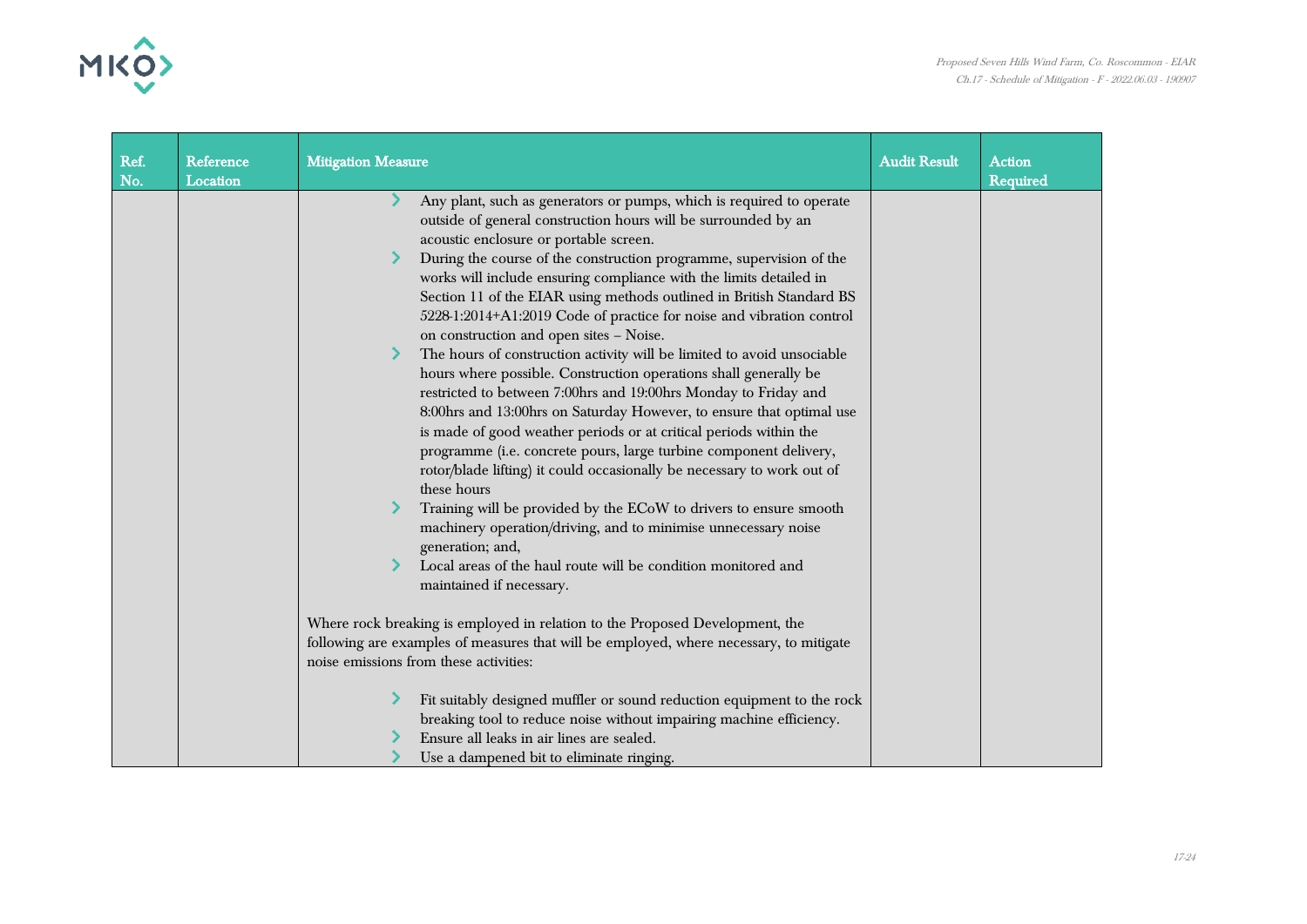| Ref. No. | Reference Location | Mitigation Measure | Audit Result | Action Required |
|---|---|---|---|---|
| | | <ul><li>Any plant, such as generators or pumps, which is required to operate outside of general construction hours will be surrounded by an acoustic enclosure or portable screen.</li><li>During the course of the construction programme, supervision of the works will include ensuring compliance with the limits detailed in Section 11 of the EIAR using methods outlined in British Standard BS 5228-1:2014+A1:2019 Code of practice for noise and vibration control on construction and open sites – Noise.</li><li>The hours of construction activity will be limited to avoid unsociable hours where possible. Construction operations shall generally be restricted to between 7:00hrs and 19:00hrs Monday to Friday and 8:00hrs and 13:00hrs on Saturday However, to ensure that optimal use is made of good weather periods or at critical periods within the programme (i.e. concrete pours, large turbine component delivery, rotor/blade lifting) it could occasionally be necessary to work out of these hours</li><li>Training will be provided by the ECoW to drivers to ensure smooth machinery operation/driving, and to minimise unnecessary noise generation; and,</li><li>Local areas of the haul route will be condition monitored and maintained if necessary.</li></ul>Where rock breaking is employed in relation to the Proposed Development, the following are examples of measures that will be employed, where necessary, to mitigate noise emissions from these activities:<ul><li>Fit suitably designed muffler or sound reduction equipment to the rock breaking tool to reduce noise without impairing machine efficiency.</li><li>Ensure all leaks in air lines are sealed.</li><li>Use a dampened bit to eliminate ringing.</li></ul> | | |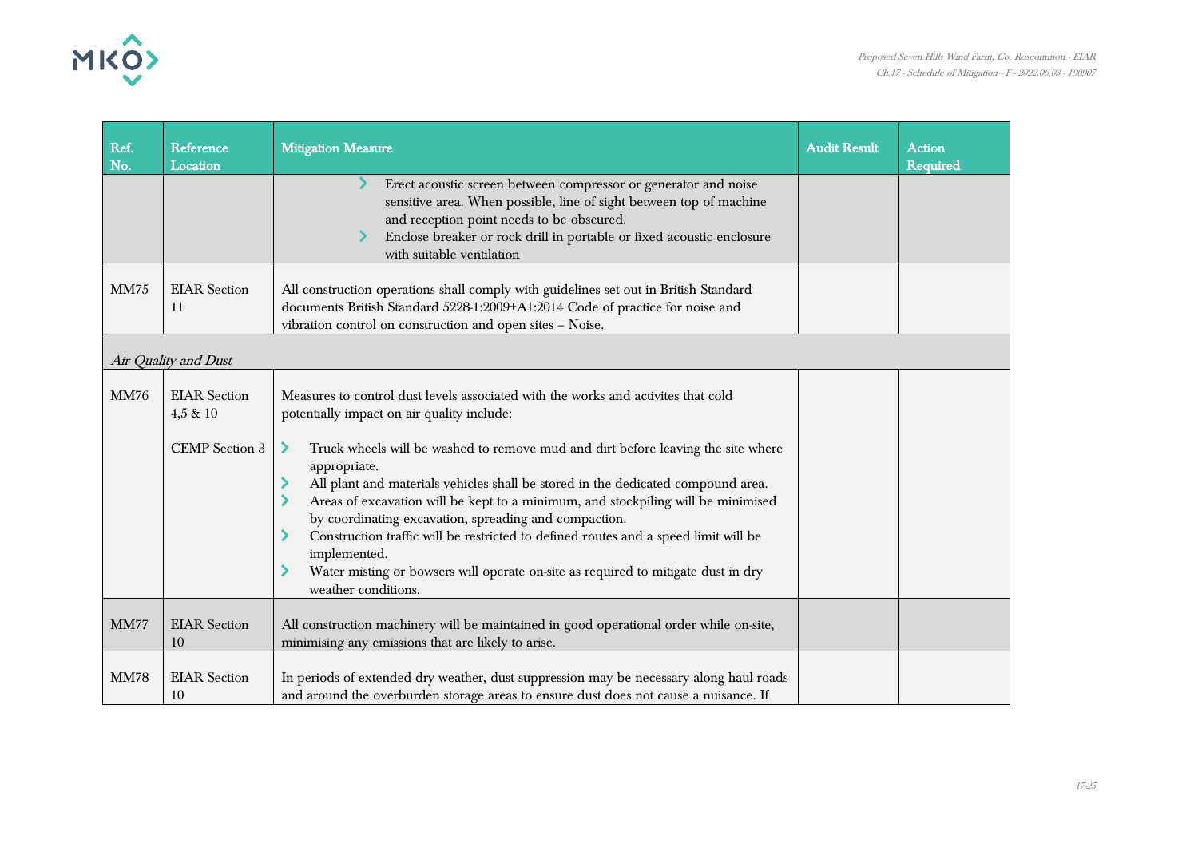| Ref. No. | Reference Location | Mitigation Measure | Audit Result | Action Required |
|---|---|---|---|---|
| | | › Erect acoustic screen between compressor or generator and noise sensitive area. When possible, line of sight between top of machine and reception point needs to be obscured.<br>› Enclose breaker or rock drill in portable or fixed acoustic enclosure with suitable ventilation | | |
| MM75 | EIAR Section 11 | All construction operations shall comply with guidelines set out in British Standard documents British Standard 5228-1:2009+A1:2014 Code of practice for noise and vibration control on construction and open sites – Noise. | | |
| *Air Quality and Dust* | | | | |
| MM76 | EIAR Section 4,5 & 10<br><br>CEMP Section 3 | Measures to control dust levels associated with the works and activites that cold potentially impact on air quality include:<br><br>› Truck wheels will be washed to remove mud and dirt before leaving the site where appropriate.<br>› All plant and materials vehicles shall be stored in the dedicated compound area.<br>› Areas of excavation will be kept to a minimum, and stockpiling will be minimised by coordinating excavation, spreading and compaction.<br>› Construction traffic will be restricted to defined routes and a speed limit will be implemented.<br>› Water misting or bowsers will operate on-site as required to mitigate dust in dry weather conditions. | | |
| MM77 | EIAR Section 10 | All construction machinery will be maintained in good operational order while on-site, minimising any emissions that are likely to arise. | | |
| MM78 | EIAR Section 10 | In periods of extended dry weather, dust suppression may be necessary along haul roads and around the overburden storage areas to ensure dust does not cause a nuisance. If | | |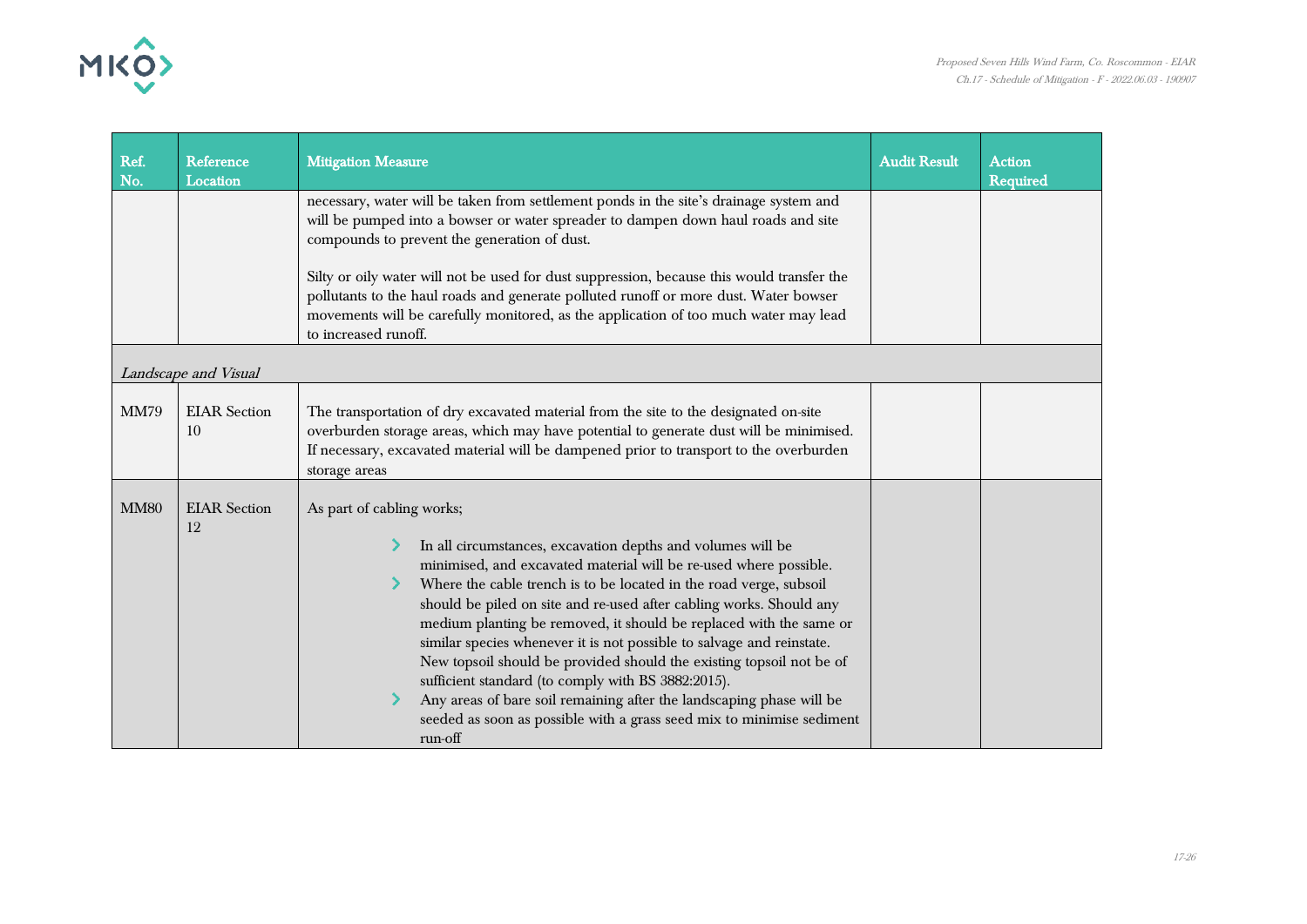| Ref. No. | Reference Location | Mitigation Measure | Audit Result | Action Required |
|---|---|---|---|---|
| | | necessary, water will be taken from settlement ponds in the site's drainage system and will be pumped into a bowser or water spreader to dampen down haul roads and site compounds to prevent the generation of dust.<br><br>Silty or oily water will not be used for dust suppression, because this would transfer the pollutants to the haul roads and generate polluted runoff or more dust. Water bowser movements will be carefully monitored, as the application of too much water may lead to increased runoff. | | |
| *Landscape and Visual* | | | | |
| MM79 | EIAR Section 10 | The transportation of dry excavated material from the site to the designated on-site overburden storage areas, which may have potential to generate dust will be minimised. If necessary, excavated material will be dampened prior to transport to the overburden storage areas | | |
| MM80 | EIAR Section 12 | As part of cabling works;<br><br>- In all circumstances, excavation depths and volumes will be minimised, and excavated material will be re-used where possible.<br>- Where the cable trench is to be located in the road verge, subsoil should be piled on site and re-used after cabling works. Should any medium planting be removed, it should be replaced with the same or similar species whenever it is not possible to salvage and reinstate. New topsoil should be provided should the existing topsoil not be of sufficient standard (to comply with BS 3882:2015).<br>- Any areas of bare soil remaining after the landscaping phase will be seeded as soon as possible with a grass seed mix to minimise sediment run-off | | |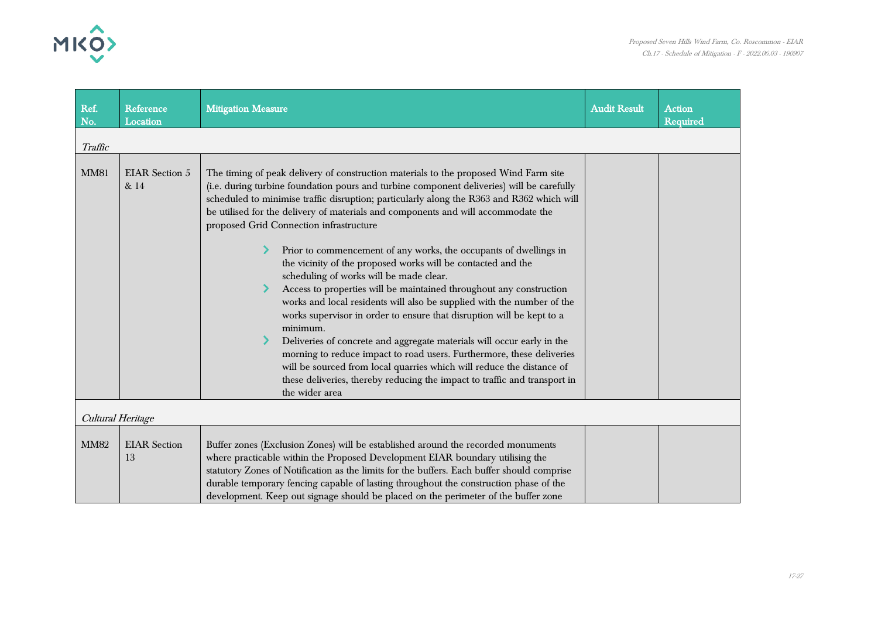| Ref. No. | Reference Location | Mitigation Measure | Audit Result | Action Required |
|---|---|---|---|---|
| *Traffic* | | | | |
| MM81 | EIAR Section 5 & 14 | The timing of peak delivery of construction materials to the proposed Wind Farm site (i.e. during turbine foundation pours and turbine component deliveries) will be carefully scheduled to minimise traffic disruption; particularly along the R363 and R362 which will be utilised for the delivery of materials and components and will accommodate the proposed Grid Connection infrastructure<br><br>- Prior to commencement of any works, the occupants of dwellings in the vicinity of the proposed works will be contacted and the scheduling of works will be made clear.<br>- Access to properties will be maintained throughout any construction works and local residents will also be supplied with the number of the works supervisor in order to ensure that disruption will be kept to a minimum.<br>- Deliveries of concrete and aggregate materials will occur early in the morning to reduce impact to road users. Furthermore, these deliveries will be sourced from local quarries which will reduce the distance of these deliveries, thereby reducing the impact to traffic and transport in the wider area | | |
| *Cultural Heritage* | | | | |
| MM82 | EIAR Section 13 | Buffer zones (Exclusion Zones) will be established around the recorded monuments where practicable within the Proposed Development EIAR boundary utilising the statutory Zones of Notification as the limits for the buffers. Each buffer should comprise durable temporary fencing capable of lasting throughout the construction phase of the development. Keep out signage should be placed on the perimeter of the buffer zone | | |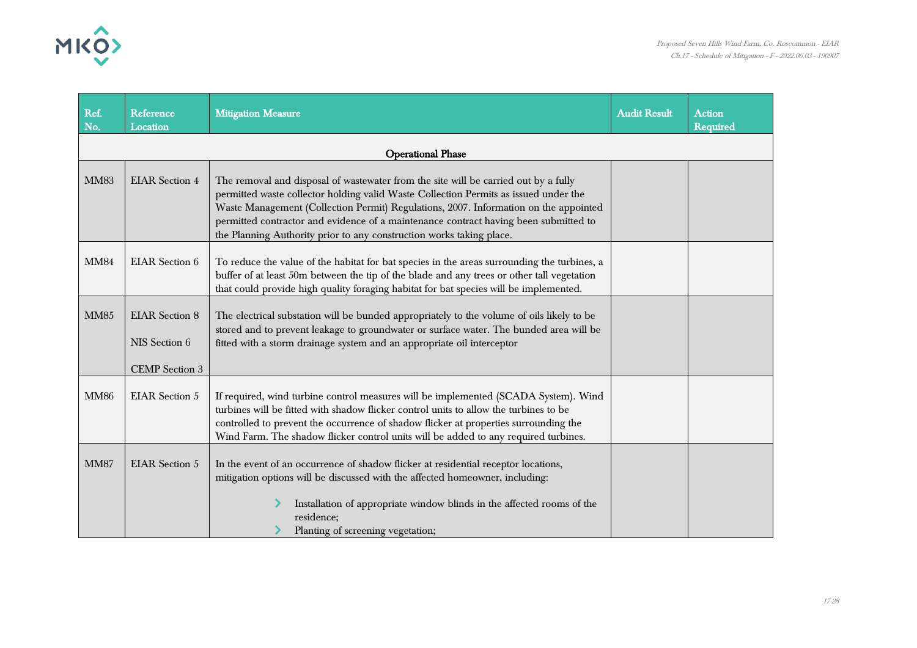| Ref. No. | Reference Location | Mitigation Measure | Audit Result | Action Required |
|---|---|---|---|---|
| **Operational Phase** | | | | |
| MM83 | EIAR Section 4 | The removal and disposal of wastewater from the site will be carried out by a fully permitted waste collector holding valid Waste Collection Permits as issued under the Waste Management (Collection Permit) Regulations, 2007. Information on the appointed permitted contractor and evidence of a maintenance contract having been submitted to the Planning Authority prior to any construction works taking place. | | |
| MM84 | EIAR Section 6 | To reduce the value of the habitat for bat species in the areas surrounding the turbines, a buffer of at least 50m between the tip of the blade and any trees or other tall vegetation that could provide high quality foraging habitat for bat species will be implemented. | | |
| MM85 | EIAR Section 8<br><br>NIS Section 6<br><br>CEMP Section 3 | The electrical substation will be bunded appropriately to the volume of oils likely to be stored and to prevent leakage to groundwater or surface water. The bunded area will be fitted with a storm drainage system and an appropriate oil interceptor | | |
| MM86 | EIAR Section 5 | If required, wind turbine control measures will be implemented (SCADA System). Wind turbines will be fitted with shadow flicker control units to allow the turbines to be controlled to prevent the occurrence of shadow flicker at properties surrounding the Wind Farm. The shadow flicker control units will be added to any required turbines. | | |
| MM87 | EIAR Section 5 | In the event of an occurrence of shadow flicker at residential receptor locations, mitigation options will be discussed with the affected homeowner, including:<br><br>- Installation of appropriate window blinds in the affected rooms of the residence;<br>- Planting of screening vegetation; | | |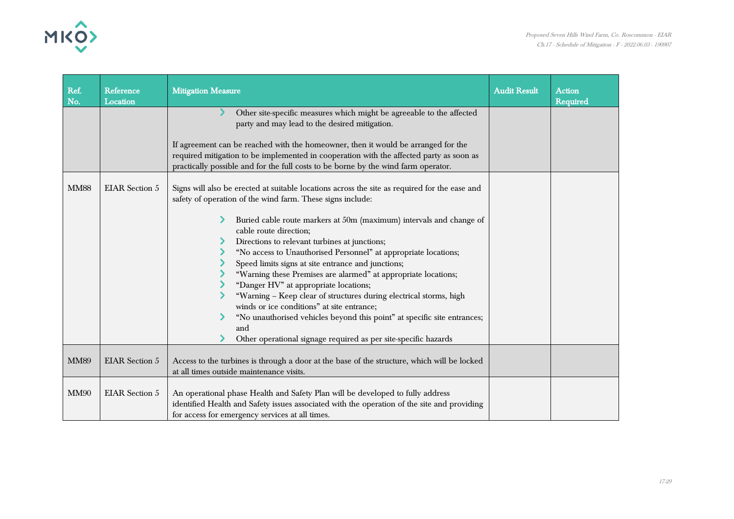| Ref. No. | Reference Location | Mitigation Measure | Audit Result | Action Required |
| --- | --- | --- | --- | --- |
| | | › Other site-specific measures which might be agreeable to the affected party and may lead to the desired mitigation.<br><br>If agreement can be reached with the homeowner, then it would be arranged for the required mitigation to be implemented in cooperation with the affected party as soon as practically possible and for the full costs to be borne by the wind farm operator. | | |
| MM88 | EIAR Section 5 | Signs will also be erected at suitable locations across the site as required for the ease and safety of operation of the wind farm. These signs include:<br><br>› Buried cable route markers at 50m (maximum) intervals and change of cable route direction;<br>› Directions to relevant turbines at junctions;<br>› "No access to Unauthorised Personnel" at appropriate locations;<br>› Speed limits signs at site entrance and junctions;<br>› "Warning these Premises are alarmed" at appropriate locations;<br>› "Danger HV" at appropriate locations;<br>› "Warning – Keep clear of structures during electrical storms, high winds or ice conditions" at site entrance;<br>› "No unauthorised vehicles beyond this point" at specific site entrances; and<br>› Other operational signage required as per site-specific hazards | | |
| MM89 | EIAR Section 5 | Access to the turbines is through a door at the base of the structure, which will be locked at all times outside maintenance visits. | | |
| MM90 | EIAR Section 5 | An operational phase Health and Safety Plan will be developed to fully address identified Health and Safety issues associated with the operation of the site and providing for access for emergency services at all times. | | |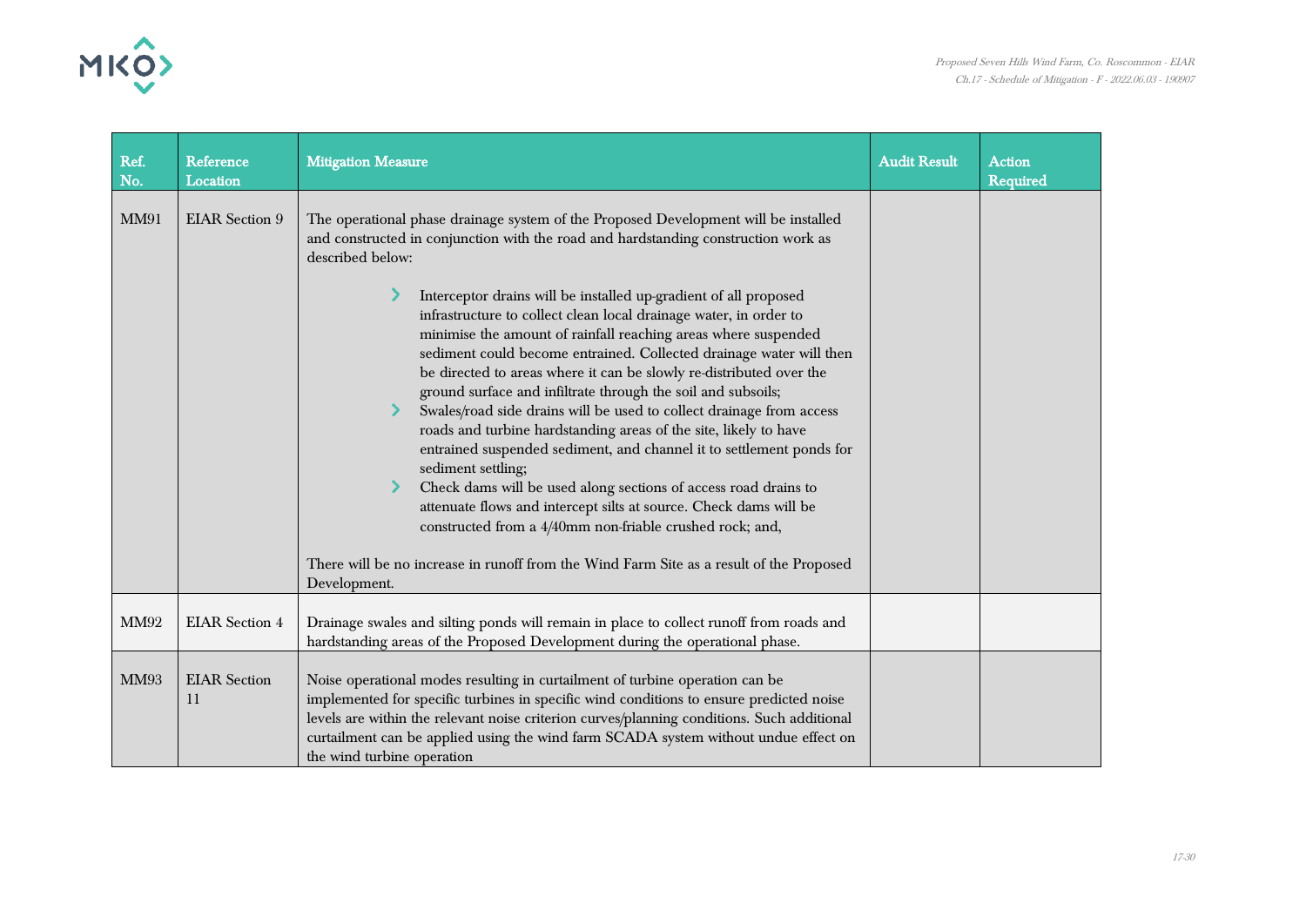| Ref. No. | Reference Location | Mitigation Measure | Audit Result | Action Required |
|---|---|---|---|---|
| MM91 | EIAR Section 9 | The operational phase drainage system of the Proposed Development will be installed and constructed in conjunction with the road and hardstanding construction work as described below:<br><br>- Interceptor drains will be installed up-gradient of all proposed infrastructure to collect clean local drainage water, in order to minimise the amount of rainfall reaching areas where suspended sediment could become entrained. Collected drainage water will then be directed to areas where it can be slowly re-distributed over the ground surface and infiltrate through the soil and subsoils;<br>- Swales/road side drains will be used to collect drainage from access roads and turbine hardstanding areas of the site, likely to have entrained suspended sediment, and channel it to settlement ponds for sediment settling;<br>- Check dams will be used along sections of access road drains to attenuate flows and intercept silts at source. Check dams will be constructed from a 4/40mm non-friable crushed rock; and,<br><br>There will be no increase in runoff from the Wind Farm Site as a result of the Proposed Development. | | |
| MM92 | EIAR Section 4 | Drainage swales and silting ponds will remain in place to collect runoff from roads and hardstanding areas of the Proposed Development during the operational phase. | | |
| MM93 | EIAR Section 11 | Noise operational modes resulting in curtailment of turbine operation can be implemented for specific turbines in specific wind conditions to ensure predicted noise levels are within the relevant noise criterion curves/planning conditions. Such additional curtailment can be applied using the wind farm SCADA system without undue effect on the wind turbine operation | | |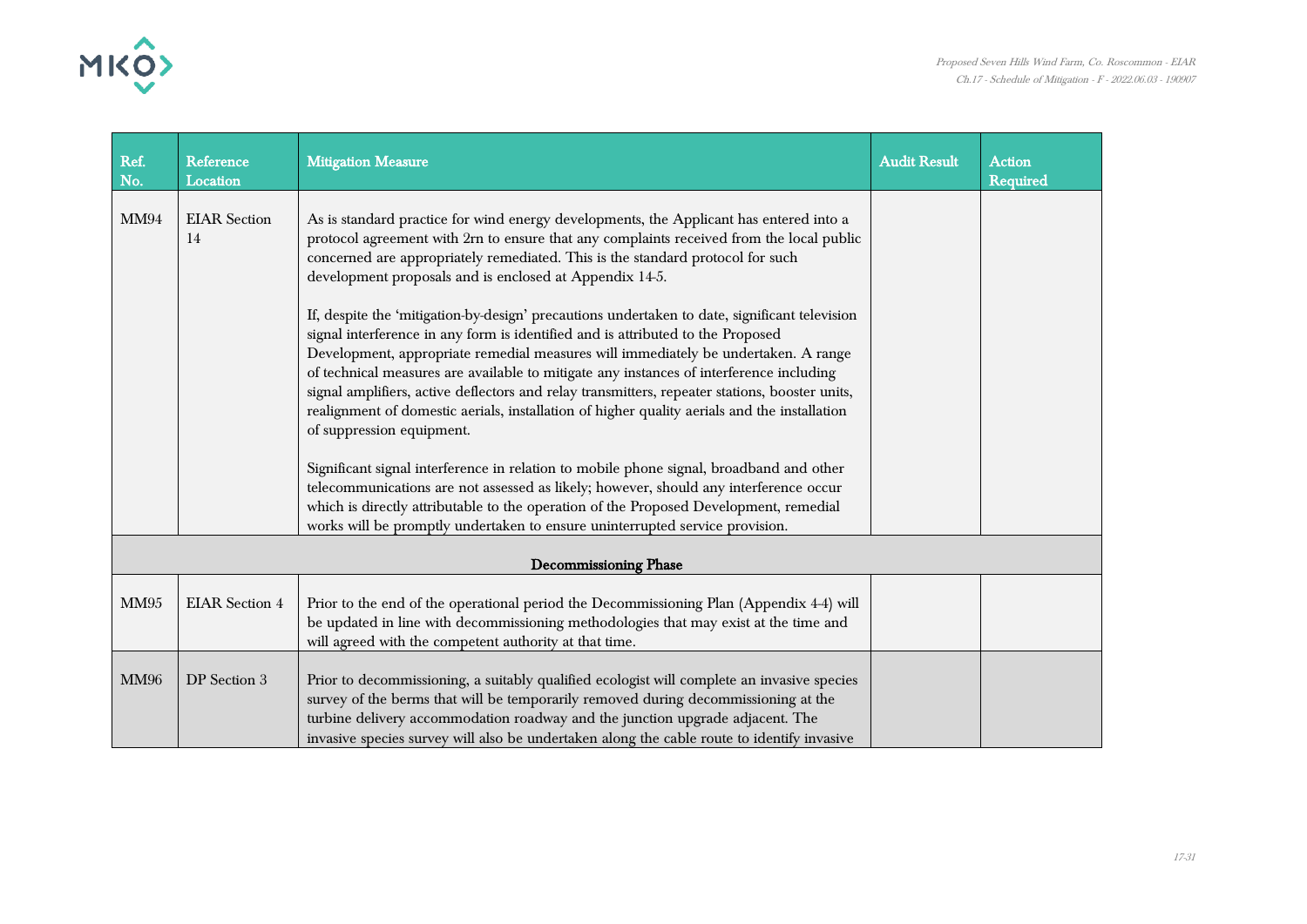| Ref. No. | Reference Location | Mitigation Measure | Audit Result | Action Required |
|---|---|---|---|---|
| MM94 | EIAR Section 14 | As is standard practice for wind energy developments, the Applicant has entered into a protocol agreement with 2rn to ensure that any complaints received from the local public concerned are appropriately remediated. This is the standard protocol for such development proposals and is enclosed at Appendix 14-5.<br><br>If, despite the 'mitigation-by-design' precautions undertaken to date, significant television signal interference in any form is identified and is attributed to the Proposed Development, appropriate remedial measures will immediately be undertaken. A range of technical measures are available to mitigate any instances of interference including signal amplifiers, active deflectors and relay transmitters, repeater stations, booster units, realignment of domestic aerials, installation of higher quality aerials and the installation of suppression equipment.<br><br>Significant signal interference in relation to mobile phone signal, broadband and other telecommunications are not assessed as likely; however, should any interference occur which is directly attributable to the operation of the Proposed Development, remedial works will be promptly undertaken to ensure uninterrupted service provision. | | |
| | | **Decommissioning Phase** | | |
| MM95 | EIAR Section 4 | Prior to the end of the operational period the Decommissioning Plan (Appendix 4-4) will be updated in line with decommissioning methodologies that may exist at the time and will agreed with the competent authority at that time. | | |
| MM96 | DP Section 3 | Prior to decommissioning, a suitably qualified ecologist will complete an invasive species survey of the berms that will be temporarily removed during decommissioning at the turbine delivery accommodation roadway and the junction upgrade adjacent. The invasive species survey will also be undertaken along the cable route to identify invasive | | |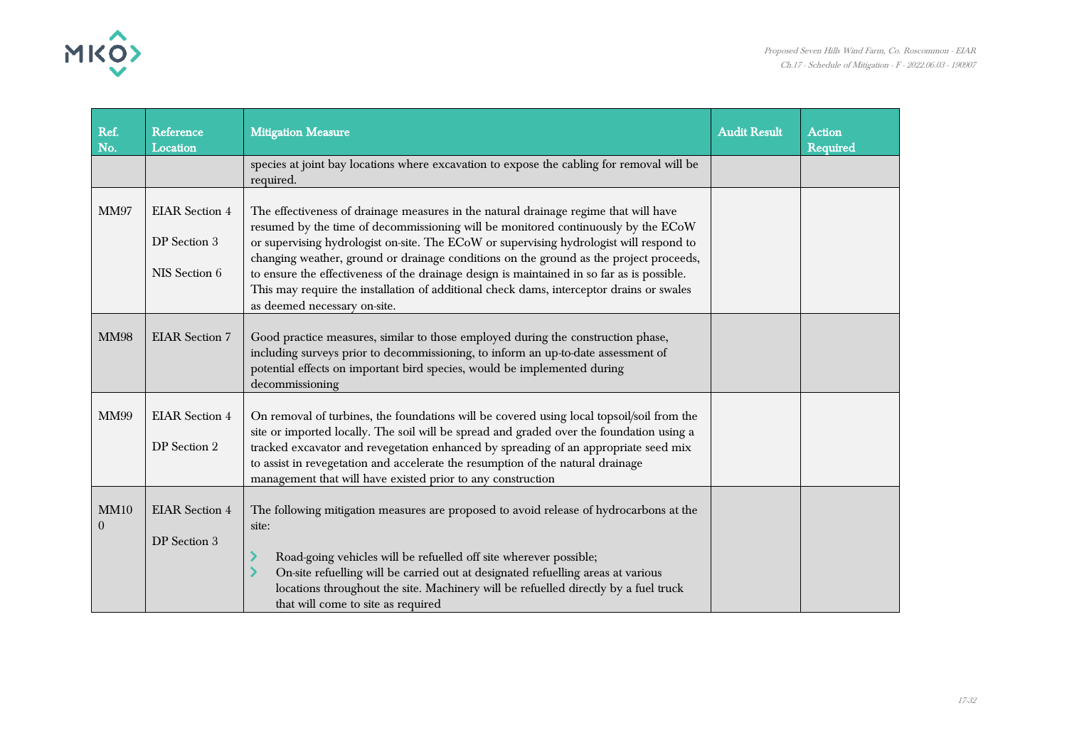| Ref. No. | Reference Location | Mitigation Measure | Audit Result | Action Required |
|---|---|---|---|---|
| | | species at joint bay locations where excavation to expose the cabling for removal will be required. | | |
| MM97 | EIAR Section 4<br><br>DP Section 3<br><br>NIS Section 6 | The effectiveness of drainage measures in the natural drainage regime that will have resumed by the time of decommissioning will be monitored continuously by the ECoW or supervising hydrologist on-site. The ECoW or supervising hydrologist will respond to changing weather, ground or drainage conditions on the ground as the project proceeds, to ensure the effectiveness of the drainage design is maintained in so far as is possible. This may require the installation of additional check dams, interceptor drains or swales as deemed necessary on-site. | | |
| MM98 | EIAR Section 7 | Good practice measures, similar to those employed during the construction phase, including surveys prior to decommissioning, to inform an up-to-date assessment of potential effects on important bird species, would be implemented during decommissioning | | |
| MM99 | EIAR Section 4<br><br>DP Section 2 | On removal of turbines, the foundations will be covered using local topsoil/soil from the site or imported locally. The soil will be spread and graded over the foundation using a tracked excavator and revegetation enhanced by spreading of an appropriate seed mix to assist in revegetation and accelerate the resumption of the natural drainage management that will have existed prior to any construction | | |
| MM100 | EIAR Section 4<br><br>DP Section 3 | The following mitigation measures are proposed to avoid release of hydrocarbons at the site:<br><br>- Road-going vehicles will be refuelled off site wherever possible;<br>- On-site refuelling will be carried out at designated refuelling areas at various locations throughout the site. Machinery will be refuelled directly by a fuel truck that will come to site as required | | |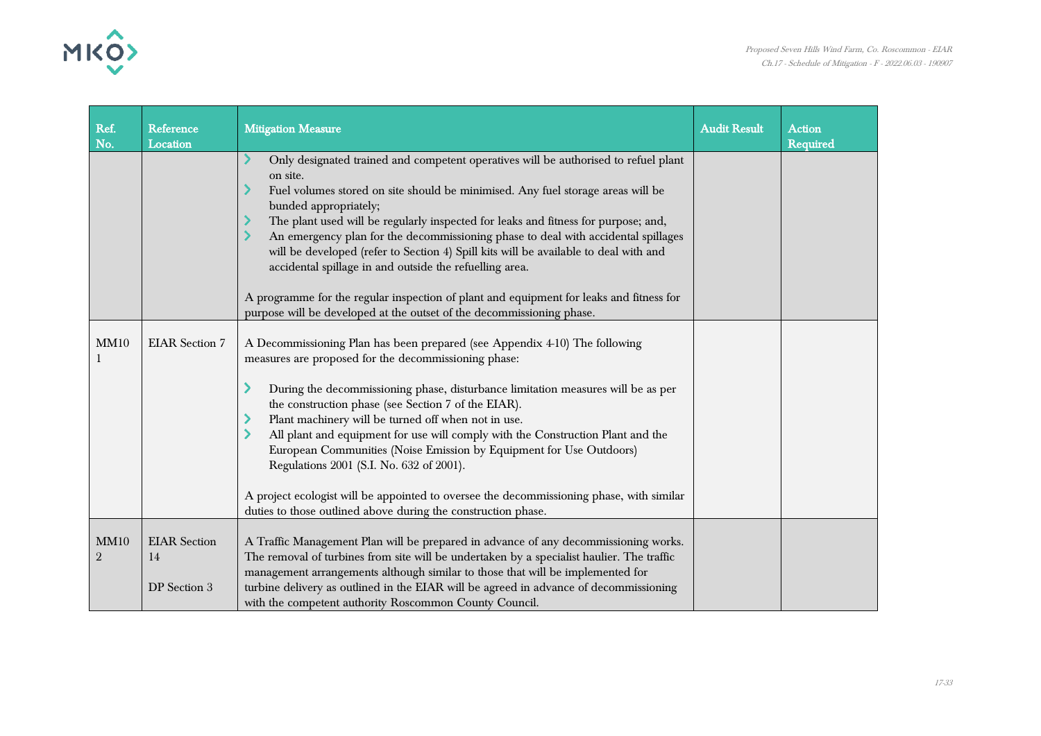| Ref. No. | Reference Location | Mitigation Measure | Audit Result | Action Required |
|---|---|---|---|---|
| | | • Only designated trained and competent operatives will be authorised to refuel plant on site.<br>• Fuel volumes stored on site should be minimised. Any fuel storage areas will be bunded appropriately;<br>• The plant used will be regularly inspected for leaks and fitness for purpose; and,<br>• An emergency plan for the decommissioning phase to deal with accidental spillages will be developed (refer to Section 4) Spill kits will be available to deal with and accidental spillage in and outside the refuelling area.<br><br>A programme for the regular inspection of plant and equipment for leaks and fitness for purpose will be developed at the outset of the decommissioning phase. | | |
| MM101 | EIAR Section 7 | A Decommissioning Plan has been prepared (see Appendix 4-10) The following measures are proposed for the decommissioning phase:<br><br>• During the decommissioning phase, disturbance limitation measures will be as per the construction phase (see Section 7 of the EIAR).<br>• Plant machinery will be turned off when not in use.<br>• All plant and equipment for use will comply with the Construction Plant and the European Communities (Noise Emission by Equipment for Use Outdoors) Regulations 2001 (S.I. No. 632 of 2001).<br><br>A project ecologist will be appointed to oversee the decommissioning phase, with similar duties to those outlined above during the construction phase. | | |
| MM102 | EIAR Section 14<br><br>DP Section 3 | A Traffic Management Plan will be prepared in advance of any decommissioning works. The removal of turbines from site will be undertaken by a specialist haulier. The traffic management arrangements although similar to those that will be implemented for turbine delivery as outlined in the EIAR will be agreed in advance of decommissioning with the competent authority Roscommon County Council. | | |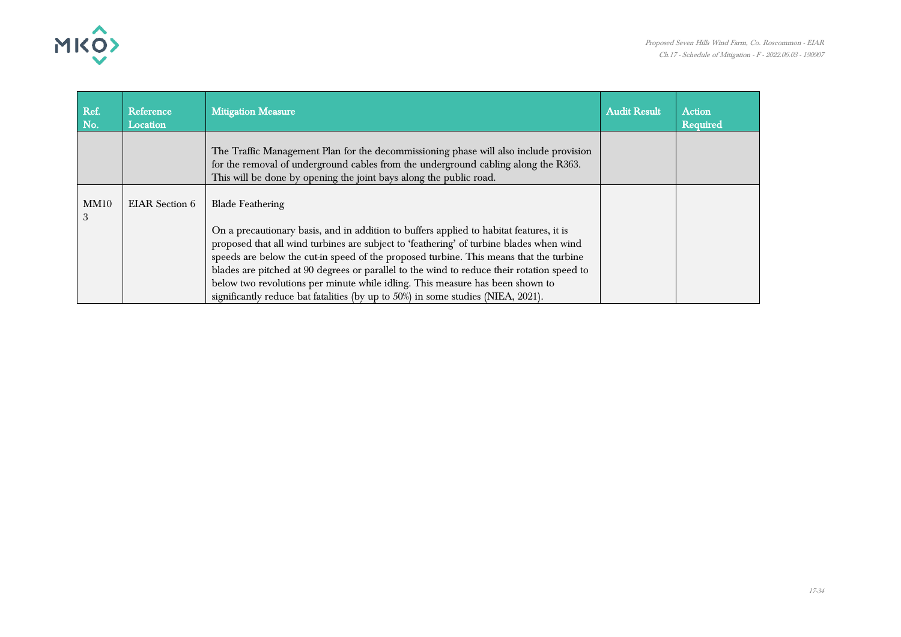| Ref. No. | Reference Location | Mitigation Measure | Audit Result | Action Required |
|---|---|---|---|---|
| | | The Traffic Management Plan for the decommissioning phase will also include provision for the removal of underground cables from the underground cabling along the R363. This will be done by opening the joint bays along the public road. | | |
| MM103 | EIAR Section 6 | Blade Feathering<br><br>On a precautionary basis, and in addition to buffers applied to habitat features, it is proposed that all wind turbines are subject to 'feathering' of turbine blades when wind speeds are below the cut-in speed of the proposed turbine. This means that the turbine blades are pitched at 90 degrees or parallel to the wind to reduce their rotation speed to below two revolutions per minute while idling. This measure has been shown to significantly reduce bat fatalities (by up to 50%) in some studies (NIEA, 2021). | | |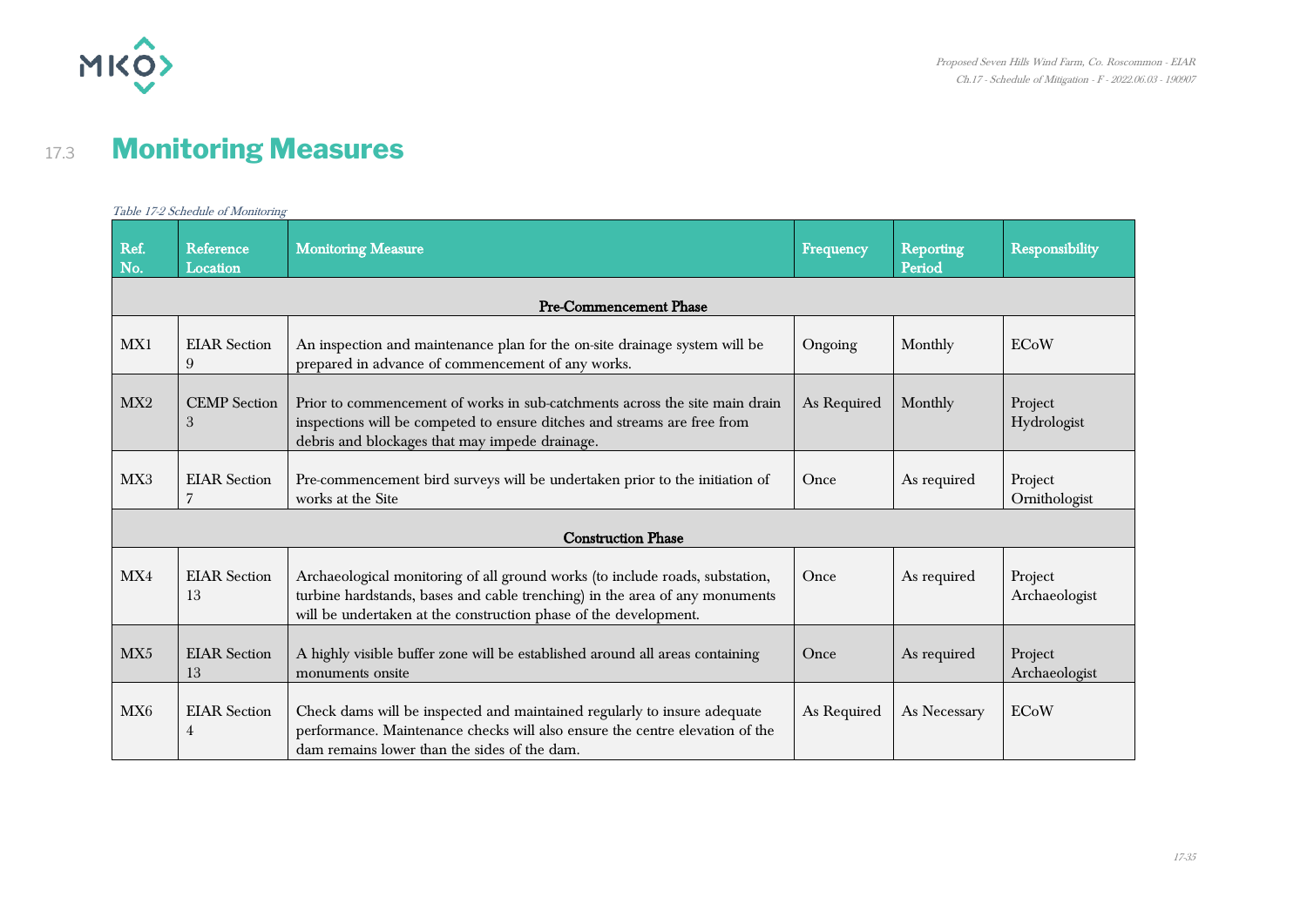## 17.3 Monitoring Measures

*Table 17-2 Schedule of Monitoring*

| Ref. No. | Reference Location | Monitoring Measure | Frequency | Reporting Period | Responsibility |
|---|---|---|---|---|---|
| | | **Pre-Commencement Phase** | | | |
| MX1 | EIAR Section 9 | An inspection and maintenance plan for the on-site drainage system will be prepared in advance of commencement of any works. | Ongoing | Monthly | ECoW |
| MX2 | CEMP Section 3 | Prior to commencement of works in sub-catchments across the site main drain inspections will be competed to ensure ditches and streams are free from debris and blockages that may impede drainage. | As Required | Monthly | Project Hydrologist |
| MX3 | EIAR Section 7 | Pre-commencement bird surveys will be undertaken prior to the initiation of works at the Site | Once | As required | Project Ornithologist |
| | | **Construction Phase** | | | |
| MX4 | EIAR Section 13 | Archaeological monitoring of all ground works (to include roads, substation, turbine hardstands, bases and cable trenching) in the area of any monuments will be undertaken at the construction phase of the development. | Once | As required | Project Archaeologist |
| MX5 | EIAR Section 13 | A highly visible buffer zone will be established around all areas containing monuments onsite | Once | As required | Project Archaeologist |
| MX6 | EIAR Section 4 | Check dams will be inspected and maintained regularly to insure adequate performance. Maintenance checks will also ensure the centre elevation of the dam remains lower than the sides of the dam. | As Required | As Necessary | ECoW |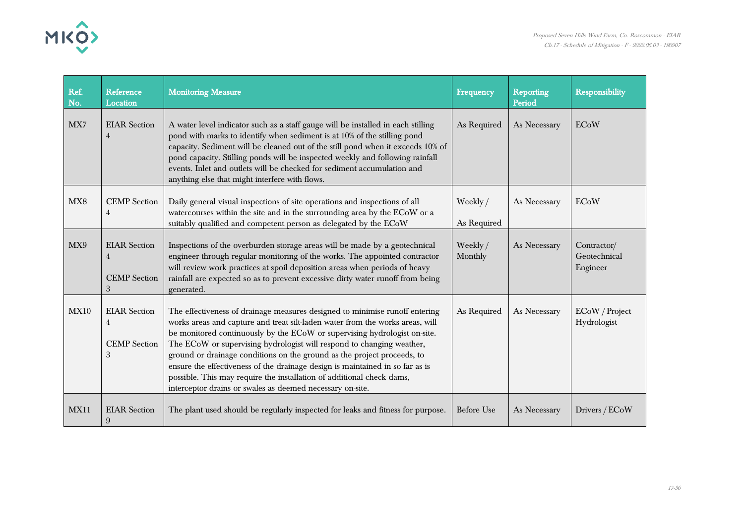| Ref. No. | Reference Location | Monitoring Measure | Frequency | Reporting Period | Responsibility |
|---|---|---|---|---|---|
| MX7 | EIAR Section 4 | A water level indicator such as a staff gauge will be installed in each stilling pond with marks to identify when sediment is at 10% of the stilling pond capacity. Sediment will be cleaned out of the still pond when it exceeds 10% of pond capacity. Stilling ponds will be inspected weekly and following rainfall events. Inlet and outlets will be checked for sediment accumulation and anything else that might interfere with flows. | As Required | As Necessary | ECoW |
| MX8 | CEMP Section 4 | Daily general visual inspections of site operations and inspections of all watercourses within the site and in the surrounding area by the ECoW or a suitably qualified and competent person as delegated by the ECoW | Weekly / As Required | As Necessary | ECoW |
| MX9 | EIAR Section 4<br><br>CEMP Section 3 | Inspections of the overburden storage areas will be made by a geotechnical engineer through regular monitoring of the works. The appointed contractor will review work practices at spoil deposition areas when periods of heavy rainfall are expected so as to prevent excessive dirty water runoff from being generated. | Weekly / Monthly | As Necessary | Contractor/ Geotechnical Engineer |
| MX10 | EIAR Section 4<br><br>CEMP Section 3 | The effectiveness of drainage measures designed to minimise runoff entering works areas and capture and treat silt-laden water from the works areas, will be monitored continuously by the ECoW or supervising hydrologist on-site. The ECoW or supervising hydrologist will respond to changing weather, ground or drainage conditions on the ground as the project proceeds, to ensure the effectiveness of the drainage design is maintained in so far as is possible. This may require the installation of additional check dams, interceptor drains or swales as deemed necessary on-site. | As Required | As Necessary | ECoW / Project Hydrologist |
| MX11 | EIAR Section 9 | The plant used should be regularly inspected for leaks and fitness for purpose. | Before Use | As Necessary | Drivers / ECoW |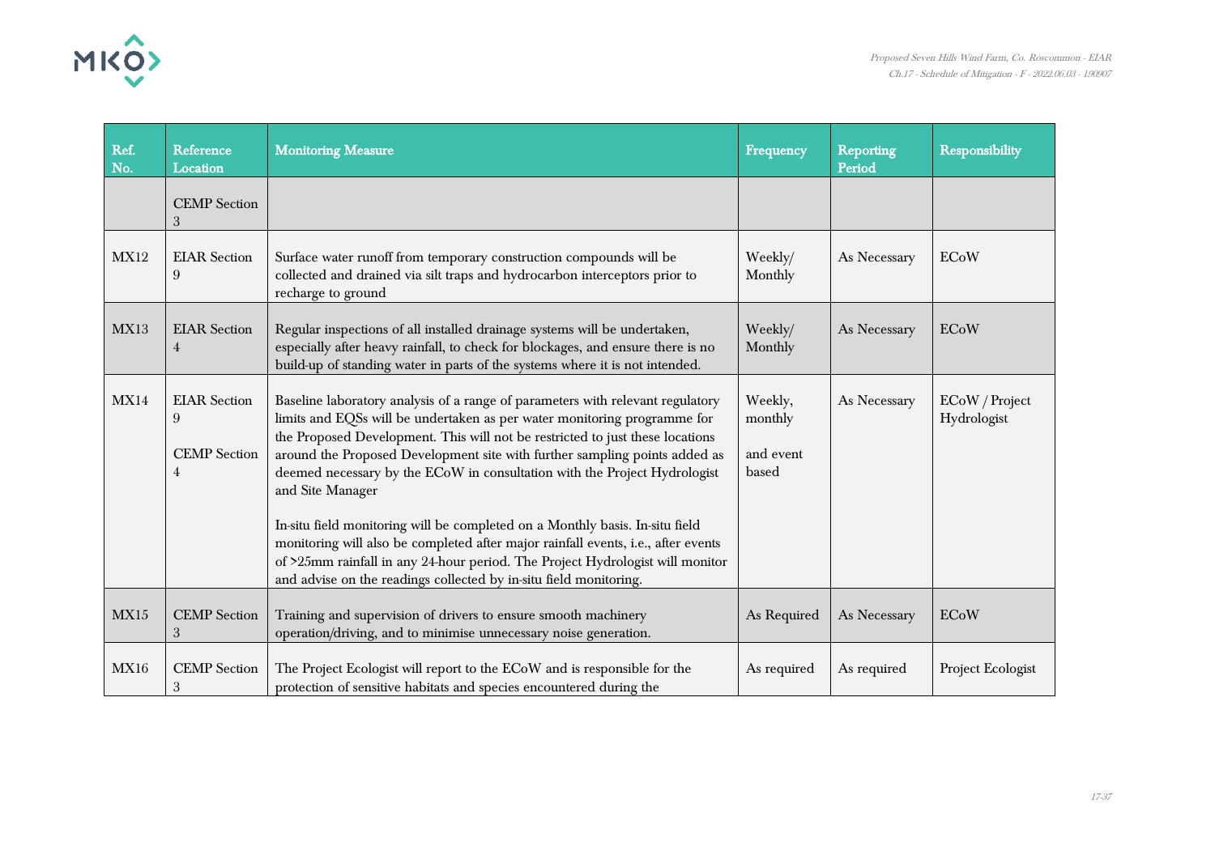| Ref. No. | Reference Location | Monitoring Measure | Frequency | Reporting Period | Responsibility |
|---|---|---|---|---|---|
| | CEMP Section 3 | | | | |
| MX12 | EIAR Section 9 | Surface water runoff from temporary construction compounds will be collected and drained via silt traps and hydrocarbon interceptors prior to recharge to ground | Weekly/ Monthly | As Necessary | ECoW |
| MX13 | EIAR Section 4 | Regular inspections of all installed drainage systems will be undertaken, especially after heavy rainfall, to check for blockages, and ensure there is no build-up of standing water in parts of the systems where it is not intended. | Weekly/ Monthly | As Necessary | ECoW |
| MX14 | EIAR Section 9<br><br>CEMP Section 4 | Baseline laboratory analysis of a range of parameters with relevant regulatory limits and EQSs will be undertaken as per water monitoring programme for the Proposed Development. This will not be restricted to just these locations around the Proposed Development site with further sampling points added as deemed necessary by the ECoW in consultation with the Project Hydrologist and Site Manager<br><br>In-situ field monitoring will be completed on a Monthly basis. In-situ field monitoring will also be completed after major rainfall events, i.e., after events of >25mm rainfall in any 24-hour period. The Project Hydrologist will monitor and advise on the readings collected by in-situ field monitoring. | Weekly, monthly<br><br>and event based | As Necessary | ECoW / Project Hydrologist |
| MX15 | CEMP Section 3 | Training and supervision of drivers to ensure smooth machinery operation/driving, and to minimise unnecessary noise generation. | As Required | As Necessary | ECoW |
| MX16 | CEMP Section 3 | The Project Ecologist will report to the ECoW and is responsible for the protection of sensitive habitats and species encountered during the | As required | As required | Project Ecologist |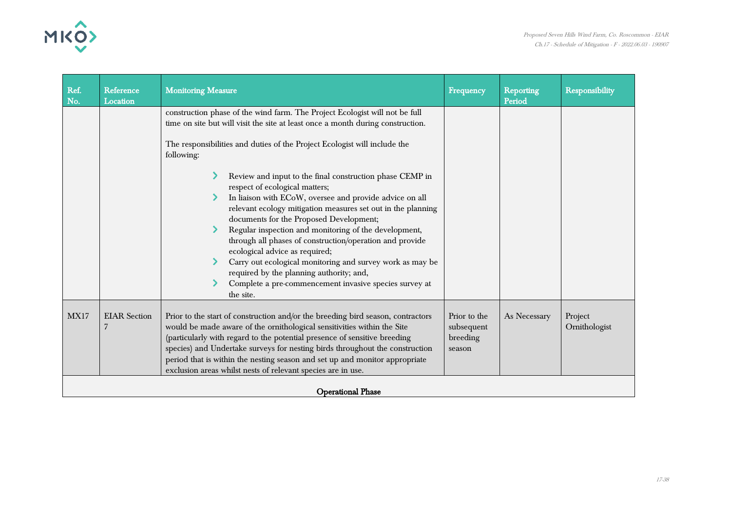| Ref. No. | Reference Location | Monitoring Measure | Frequency | Reporting Period | Responsibility |
|---|---|---|---|---|---|
| | | construction phase of the wind farm. The Project Ecologist will not be full time on site but will visit the site at least once a month during construction.<br><br>The responsibilities and duties of the Project Ecologist will include the following:<br><br>- Review and input to the final construction phase CEMP in respect of ecological matters;<br>- In liaison with ECoW, oversee and provide advice on all relevant ecology mitigation measures set out in the planning documents for the Proposed Development;<br>- Regular inspection and monitoring of the development, through all phases of construction/operation and provide ecological advice as required;<br>- Carry out ecological monitoring and survey work as may be required by the planning authority; and,<br>- Complete a pre-commencement invasive species survey at the site. | | | |
| MX17 | EIAR Section 7 | Prior to the start of construction and/or the breeding bird season, contractors would be made aware of the ornithological sensitivities within the Site (particularly with regard to the potential presence of sensitive breeding species) and Undertake surveys for nesting birds throughout the construction period that is within the nesting season and set up and monitor appropriate exclusion areas whilst nests of relevant species are in use. | Prior to the subsequent breeding season | As Necessary | Project Ornithologist |
| | | **Operational Phase** | | | |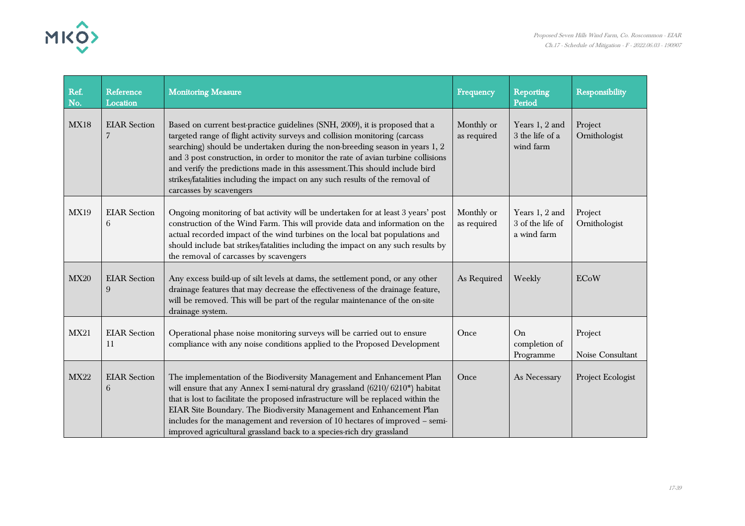| Ref. No. | Reference Location | Monitoring Measure | Frequency | Reporting Period | Responsibility |
|---|---|---|---|---|---|
| MX18 | EIAR Section 7 | Based on current best-practice guidelines (SNH, 2009), it is proposed that a targeted range of flight activity surveys and collision monitoring (carcass searching) should be undertaken during the non-breeding season in years 1, 2 and 3 post construction, in order to monitor the rate of avian turbine collisions and verify the predictions made in this assessment.This should include bird strikes/fatalities including the impact on any such results of the removal of carcasses by scavengers | Monthly or as required | Years 1, 2 and 3 the life of a wind farm | Project Ornithologist |
| MX19 | EIAR Section 6 | Ongoing monitoring of bat activity will be undertaken for at least 3 years' post construction of the Wind Farm. This will provide data and information on the actual recorded impact of the wind turbines on the local bat populations and should include bat strikes/fatalities including the impact on any such results by the removal of carcasses by scavengers | Monthly or as required | Years 1, 2 and 3 of the life of a wind farm | Project Ornithologist |
| MX20 | EIAR Section 9 | Any excess build-up of silt levels at dams, the settlement pond, or any other drainage features that may decrease the effectiveness of the drainage feature, will be removed. This will be part of the regular maintenance of the on-site drainage system. | As Required | Weekly | ECoW |
| MX21 | EIAR Section 11 | Operational phase noise monitoring surveys will be carried out to ensure compliance with any noise conditions applied to the Proposed Development | Once | On completion of Programme | Project Noise Consultant |
| MX22 | EIAR Section 6 | The implementation of the Biodiversity Management and Enhancement Plan will ensure that any Annex I semi-natural dry grassland (6210/ 6210*) habitat that is lost to facilitate the proposed infrastructure will be replaced within the EIAR Site Boundary. The Biodiversity Management and Enhancement Plan includes for the management and reversion of 10 hectares of improved – semi-improved agricultural grassland back to a species-rich dry grassland | Once | As Necessary | Project Ecologist |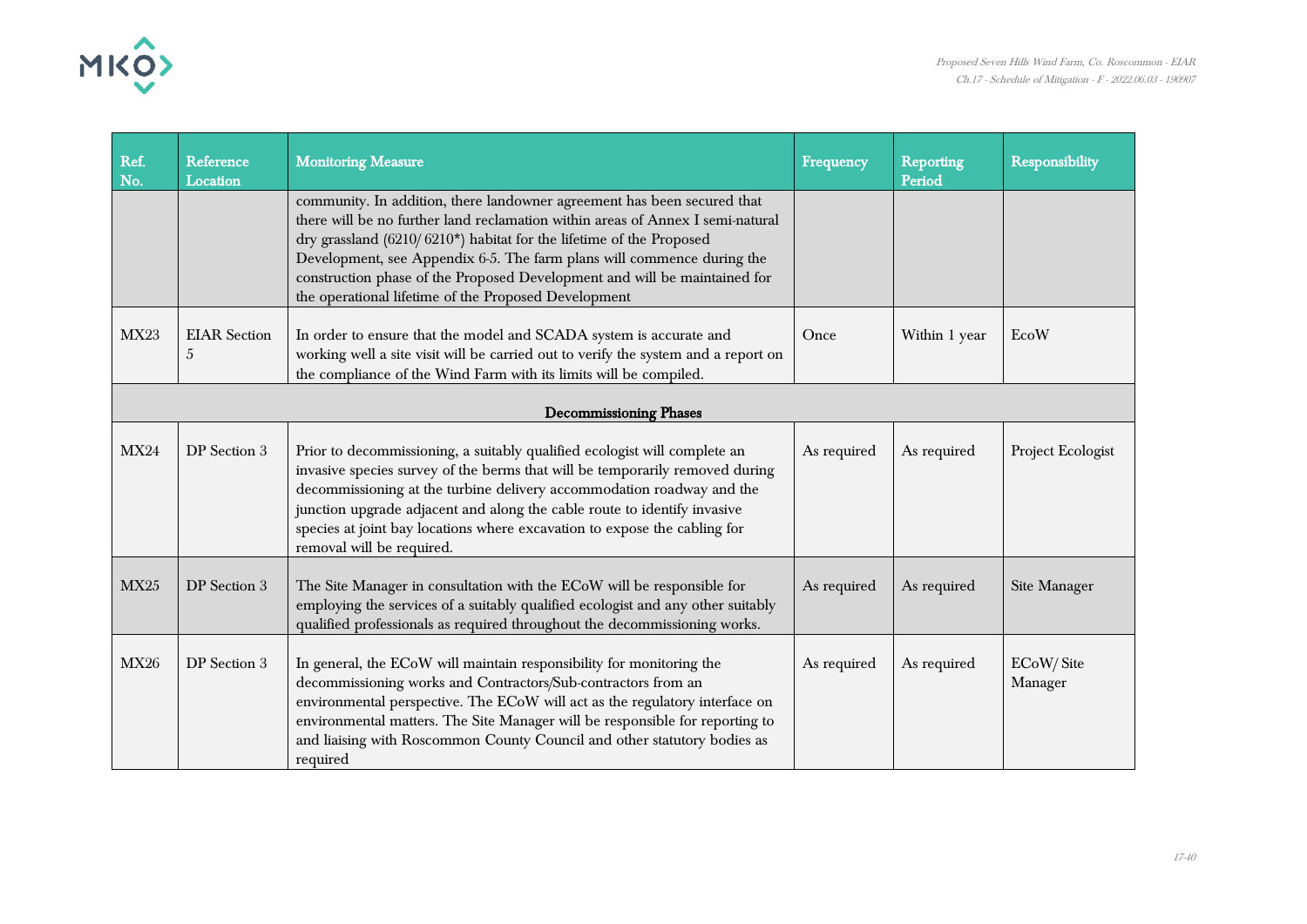| Ref. No. | Reference Location | Monitoring Measure | Frequency | Reporting Period | Responsibility |
|---|---|---|---|---|---|
| | | community. In addition, there landowner agreement has been secured that there will be no further land reclamation within areas of Annex I semi-natural dry grassland (6210/6210*) habitat for the lifetime of the Proposed Development, see Appendix 6-5. The farm plans will commence during the construction phase of the Proposed Development and will be maintained for the operational lifetime of the Proposed Development | | | |
| MX23 | EIAR Section 5 | In order to ensure that the model and SCADA system is accurate and working well a site visit will be carried out to verify the system and a report on the compliance of the Wind Farm with its limits will be compiled. | Once | Within 1 year | EcoW |
| | | **Decommissioning Phases** | | | |
| MX24 | DP Section 3 | Prior to decommissioning, a suitably qualified ecologist will complete an invasive species survey of the berms that will be temporarily removed during decommissioning at the turbine delivery accommodation roadway and the junction upgrade adjacent and along the cable route to identify invasive species at joint bay locations where excavation to expose the cabling for removal will be required. | As required | As required | Project Ecologist |
| MX25 | DP Section 3 | The Site Manager in consultation with the ECoW will be responsible for employing the services of a suitably qualified ecologist and any other suitably qualified professionals as required throughout the decommissioning works. | As required | As required | Site Manager |
| MX26 | DP Section 3 | In general, the ECoW will maintain responsibility for monitoring the decommissioning works and Contractors/Sub-contractors from an environmental perspective. The ECoW will act as the regulatory interface on environmental matters. The Site Manager will be responsible for reporting to and liaising with Roscommon County Council and other statutory bodies as required | As required | As required | ECoW/ Site Manager |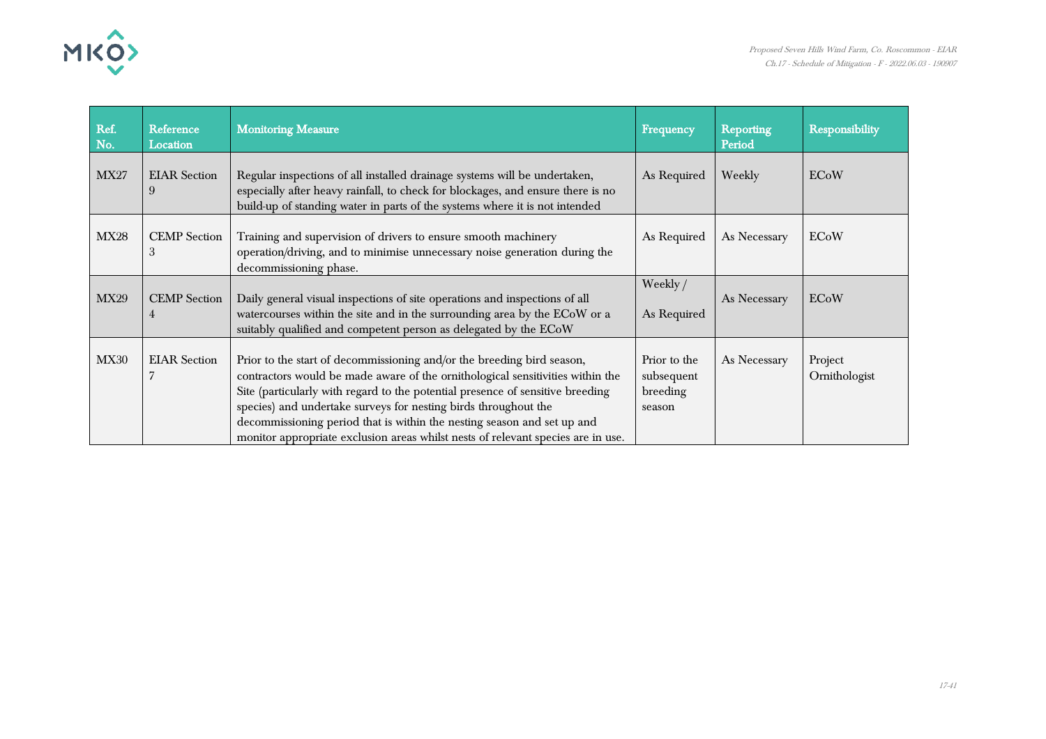| Ref. No. | Reference Location | Monitoring Measure | Frequency | Reporting Period | Responsibility |
|---|---|---|---|---|---|
| MX27 | EIAR Section 9 | Regular inspections of all installed drainage systems will be undertaken, especially after heavy rainfall, to check for blockages, and ensure there is no build-up of standing water in parts of the systems where it is not intended | As Required | Weekly | ECoW |
| MX28 | CEMP Section 3 | Training and supervision of drivers to ensure smooth machinery operation/driving, and to minimise unnecessary noise generation during the decommissioning phase. | As Required | As Necessary | ECoW |
| MX29 | CEMP Section 4 | Daily general visual inspections of site operations and inspections of all watercourses within the site and in the surrounding area by the ECoW or a suitably qualified and competent person as delegated by the ECoW | Weekly / As Required | As Necessary | ECoW |
| MX30 | EIAR Section 7 | Prior to the start of decommissioning and/or the breeding bird season, contractors would be made aware of the ornithological sensitivities within the Site (particularly with regard to the potential presence of sensitive breeding species) and undertake surveys for nesting birds throughout the decommissioning period that is within the nesting season and set up and monitor appropriate exclusion areas whilst nests of relevant species are in use. | Prior to the subsequent breeding season | As Necessary | Project Ornithologist |